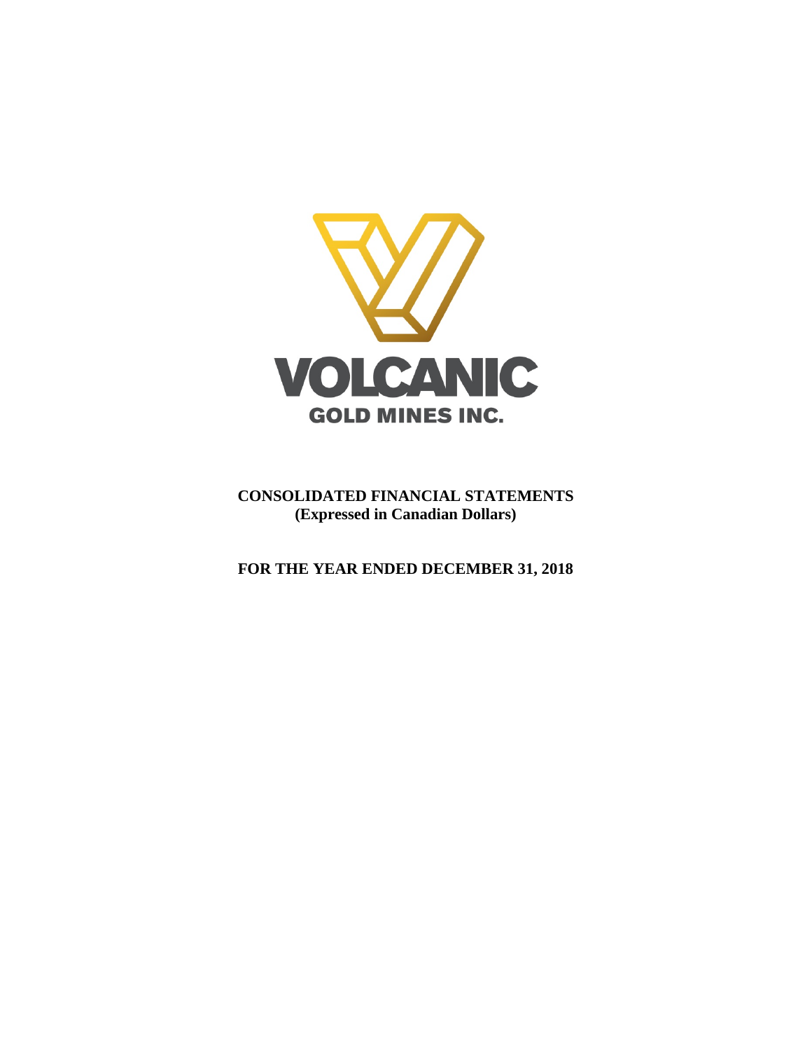VOLCANIC

GOLD MINES INC.

**CONSOLIDATED FINANCIAL STATEMENTS**
**(Expressed in Canadian Dollars)**

**FOR THE YEAR ENDED DECEMBER 31, 2018**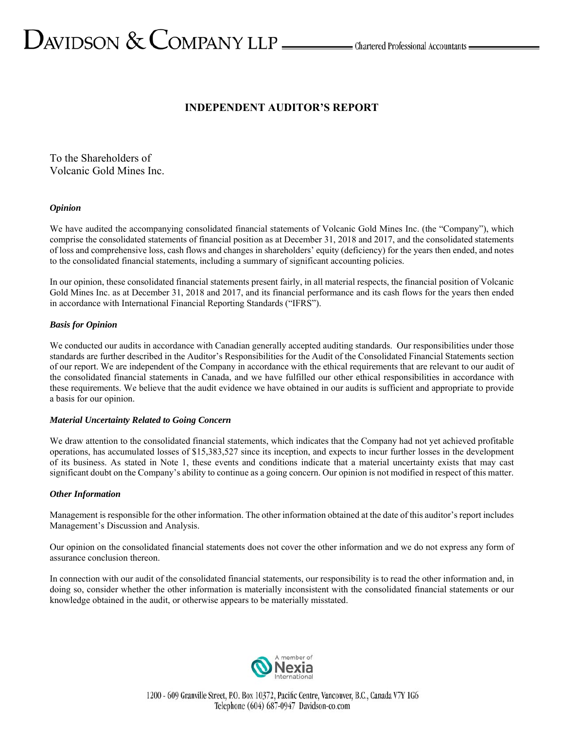# INDEPENDENT AUDITOR'S REPORT

To the Shareholders of
Volcanic Gold Mines Inc.

### *Opinion*

We have audited the accompanying consolidated financial statements of Volcanic Gold Mines Inc. (the "Company"), which comprise the consolidated statements of financial position as at December 31, 2018 and 2017, and the consolidated statements of loss and comprehensive loss, cash flows and changes in shareholders' equity (deficiency) for the years then ended, and notes to the consolidated financial statements, including a summary of significant accounting policies.

In our opinion, these consolidated financial statements present fairly, in all material respects, the financial position of Volcanic Gold Mines Inc. as at December 31, 2018 and 2017, and its financial performance and its cash flows for the years then ended in accordance with International Financial Reporting Standards ("IFRS").

### *Basis for Opinion*

We conducted our audits in accordance with Canadian generally accepted auditing standards. Our responsibilities under those standards are further described in the Auditor's Responsibilities for the Audit of the Consolidated Financial Statements section of our report. We are independent of the Company in accordance with the ethical requirements that are relevant to our audit of the consolidated financial statements in Canada, and we have fulfilled our other ethical responsibilities in accordance with these requirements. We believe that the audit evidence we have obtained in our audits is sufficient and appropriate to provide a basis for our opinion.

### *Material Uncertainty Related to Going Concern*

We draw attention to the consolidated financial statements, which indicates that the Company had not yet achieved profitable operations, has accumulated losses of $15,383,527 since its inception, and expects to incur further losses in the development of its business. As stated in Note 1, these events and conditions indicate that a material uncertainty exists that may cast significant doubt on the Company's ability to continue as a going concern. Our opinion is not modified in respect of this matter.

### *Other Information*

Management is responsible for the other information. The other information obtained at the date of this auditor's report includes Management's Discussion and Analysis.

Our opinion on the consolidated financial statements does not cover the other information and we do not express any form of assurance conclusion thereon.

In connection with our audit of the consolidated financial statements, our responsibility is to read the other information and, in doing so, consider whether the other information is materially inconsistent with the consolidated financial statements or our knowledge obtained in the audit, or otherwise appears to be materially misstated.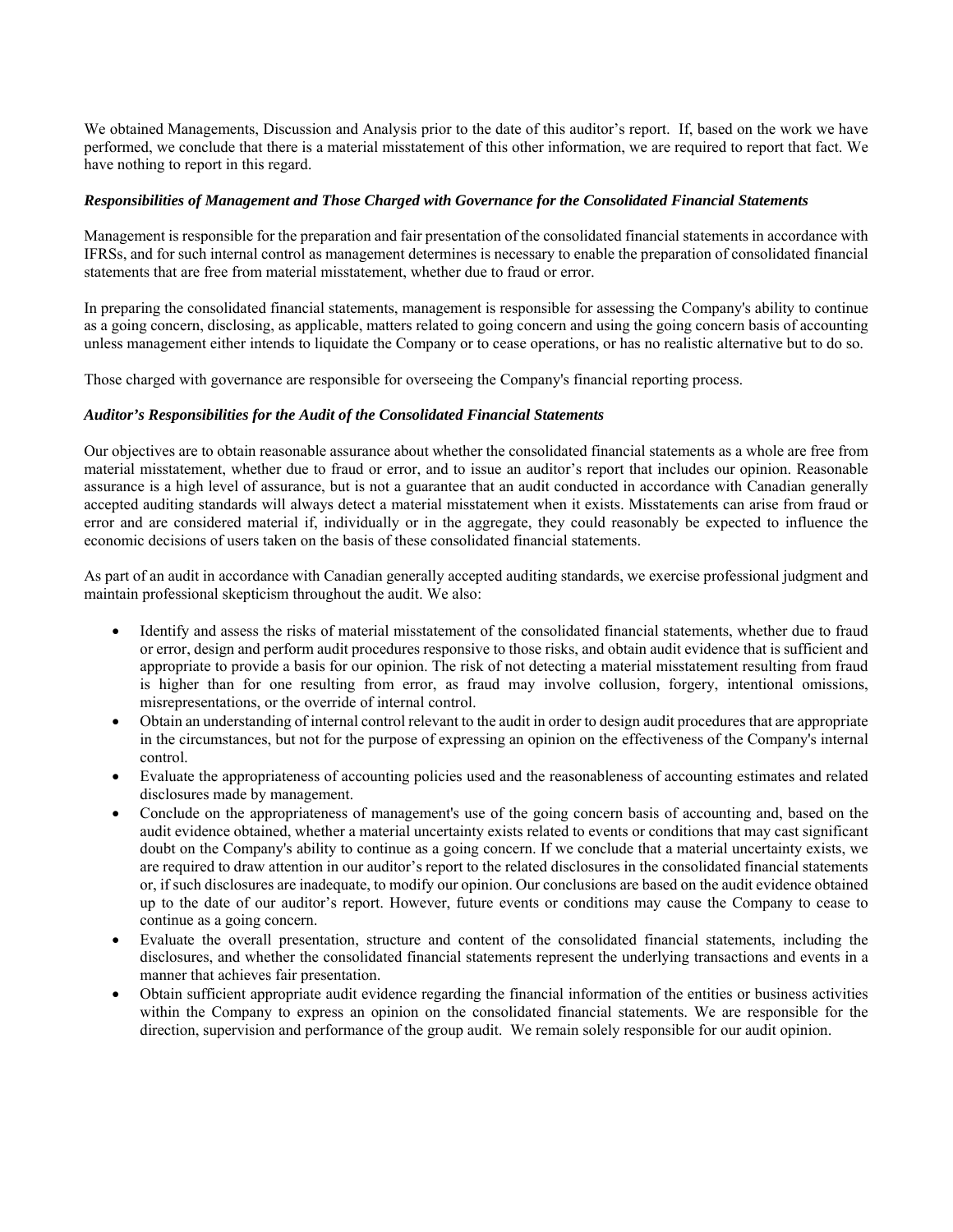We obtained Managements, Discussion and Analysis prior to the date of this auditor's report. If, based on the work we have performed, we conclude that there is a material misstatement of this other information, we are required to report that fact. We have nothing to report in this regard.

***Responsibilities of Management and Those Charged with Governance for the Consolidated Financial Statements***

Management is responsible for the preparation and fair presentation of the consolidated financial statements in accordance with IFRSs, and for such internal control as management determines is necessary to enable the preparation of consolidated financial statements that are free from material misstatement, whether due to fraud or error.

In preparing the consolidated financial statements, management is responsible for assessing the Company's ability to continue as a going concern, disclosing, as applicable, matters related to going concern and using the going concern basis of accounting unless management either intends to liquidate the Company or to cease operations, or has no realistic alternative but to do so.

Those charged with governance are responsible for overseeing the Company's financial reporting process.

***Auditor's Responsibilities for the Audit of the Consolidated Financial Statements***

Our objectives are to obtain reasonable assurance about whether the consolidated financial statements as a whole are free from material misstatement, whether due to fraud or error, and to issue an auditor's report that includes our opinion. Reasonable assurance is a high level of assurance, but is not a guarantee that an audit conducted in accordance with Canadian generally accepted auditing standards will always detect a material misstatement when it exists. Misstatements can arise from fraud or error and are considered material if, individually or in the aggregate, they could reasonably be expected to influence the economic decisions of users taken on the basis of these consolidated financial statements.

As part of an audit in accordance with Canadian generally accepted auditing standards, we exercise professional judgment and maintain professional skepticism throughout the audit. We also:

- Identify and assess the risks of material misstatement of the consolidated financial statements, whether due to fraud or error, design and perform audit procedures responsive to those risks, and obtain audit evidence that is sufficient and appropriate to provide a basis for our opinion. The risk of not detecting a material misstatement resulting from fraud is higher than for one resulting from error, as fraud may involve collusion, forgery, intentional omissions, misrepresentations, or the override of internal control.
- Obtain an understanding of internal control relevant to the audit in order to design audit procedures that are appropriate in the circumstances, but not for the purpose of expressing an opinion on the effectiveness of the Company's internal control.
- Evaluate the appropriateness of accounting policies used and the reasonableness of accounting estimates and related disclosures made by management.
- Conclude on the appropriateness of management's use of the going concern basis of accounting and, based on the audit evidence obtained, whether a material uncertainty exists related to events or conditions that may cast significant doubt on the Company's ability to continue as a going concern. If we conclude that a material uncertainty exists, we are required to draw attention in our auditor's report to the related disclosures in the consolidated financial statements or, if such disclosures are inadequate, to modify our opinion. Our conclusions are based on the audit evidence obtained up to the date of our auditor's report. However, future events or conditions may cause the Company to cease to continue as a going concern.
- Evaluate the overall presentation, structure and content of the consolidated financial statements, including the disclosures, and whether the consolidated financial statements represent the underlying transactions and events in a manner that achieves fair presentation.
- Obtain sufficient appropriate audit evidence regarding the financial information of the entities or business activities within the Company to express an opinion on the consolidated financial statements. We are responsible for the direction, supervision and performance of the group audit. We remain solely responsible for our audit opinion.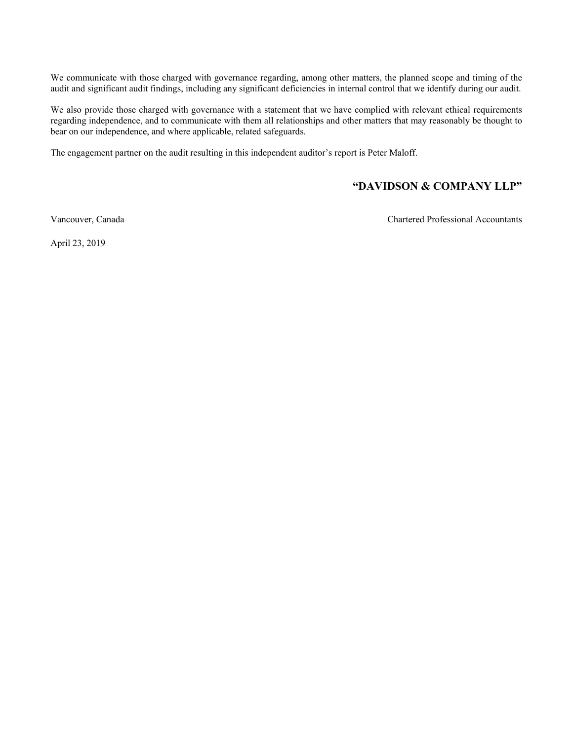We communicate with those charged with governance regarding, among other matters, the planned scope and timing of the audit and significant audit findings, including any significant deficiencies in internal control that we identify during our audit.

We also provide those charged with governance with a statement that we have complied with relevant ethical requirements regarding independence, and to communicate with them all relationships and other matters that may reasonably be thought to bear on our independence, and where applicable, related safeguards.

The engagement partner on the audit resulting in this independent auditor's report is Peter Maloff.

**"DAVIDSON & COMPANY LLP"**

Vancouver, Canada

Chartered Professional Accountants

April 23, 2019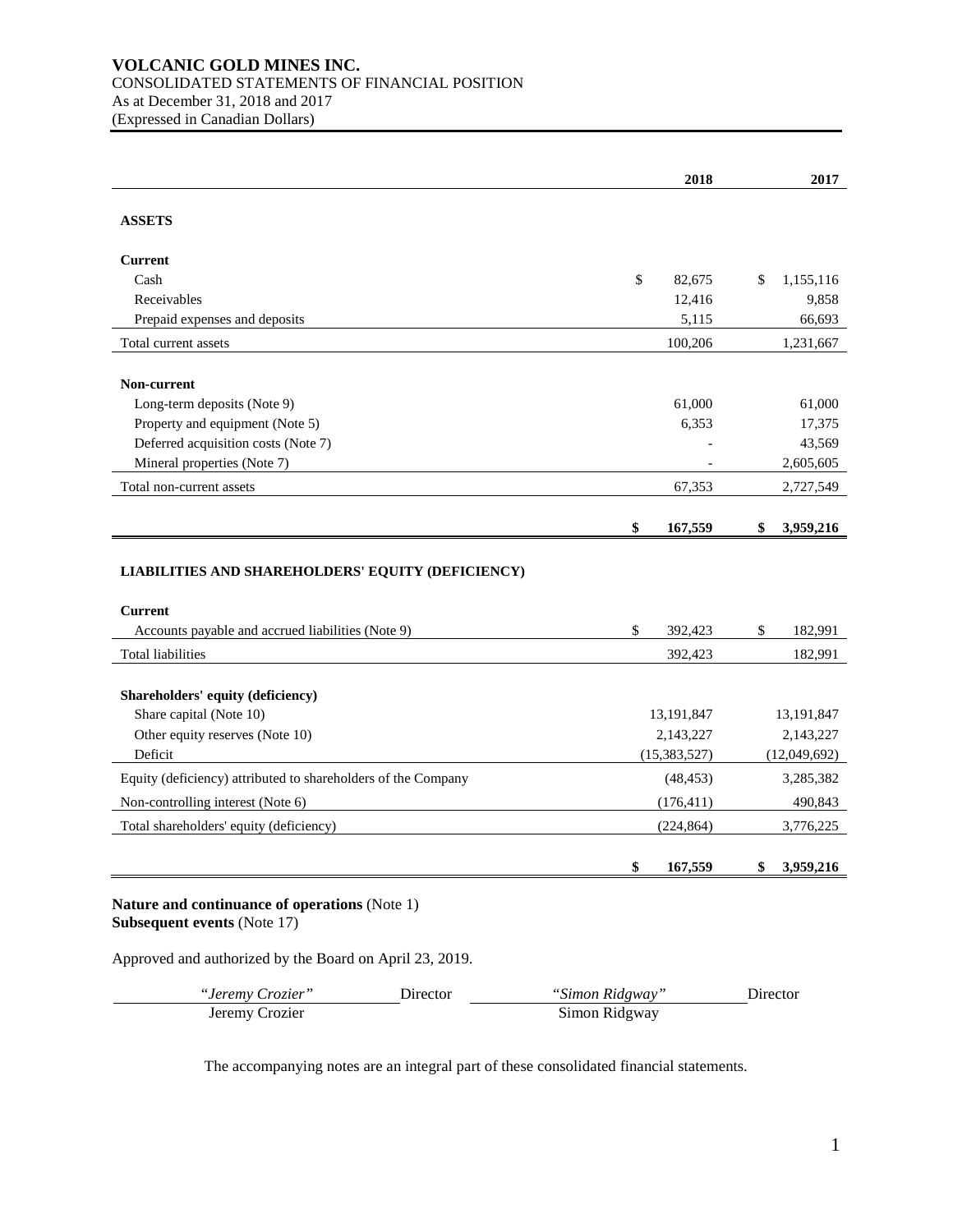**VOLCANIC GOLD MINES INC.**
CONSOLIDATED STATEMENTS OF FINANCIAL POSITION
As at December 31, 2018 and 2017
(Expressed in Canadian Dollars)

| | 2018 | 2017 |
|---|---|---|
| **ASSETS** | | |
| **Current** | | |
| Cash | $ 82,675 | $ 1,155,116 |
| Receivables | 12,416 | 9,858 |
| Prepaid expenses and deposits | 5,115 | 66,693 |
| Total current assets | 100,206 | 1,231,667 |
| **Non-current** | | |
| Long-term deposits (Note 9) | 61,000 | 61,000 |
| Property and equipment (Note 5) | 6,353 | 17,375 |
| Deferred acquisition costs (Note 7) | - | 43,569 |
| Mineral properties (Note 7) | - | 2,605,605 |
| Total non-current assets | 67,353 | 2,727,549 |
| | **$ 167,559** | **$ 3,959,216** |
| **LIABILITIES AND SHAREHOLDERS' EQUITY (DEFICIENCY)** | | |
| **Current** | | |
| Accounts payable and accrued liabilities (Note 9) | $ 392,423 | $ 182,991 |
| Total liabilities | 392,423 | 182,991 |
| **Shareholders' equity (deficiency)** | | |
| Share capital (Note 10) | 13,191,847 | 13,191,847 |
| Other equity reserves (Note 10) | 2,143,227 | 2,143,227 |
| Deficit | (15,383,527) | (12,049,692) |
| Equity (deficiency) attributed to shareholders of the Company | (48,453) | 3,285,382 |
| Non-controlling interest (Note 6) | (176,411) | 490,843 |
| Total shareholders' equity (deficiency) | (224,864) | 3,776,225 |
| | **$ 167,559** | **$ 3,959,216** |

**Nature and continuance of operations** (Note 1)
**Subsequent events** (Note 17)

Approved and authorized by the Board on April 23, 2019.

| *"Jeremy Crozier"* | Director | *"Simon Ridgway"* | Director |
|---|---|---|---|
| Jeremy Crozier | | Simon Ridgway | |

The accompanying notes are an integral part of these consolidated financial statements.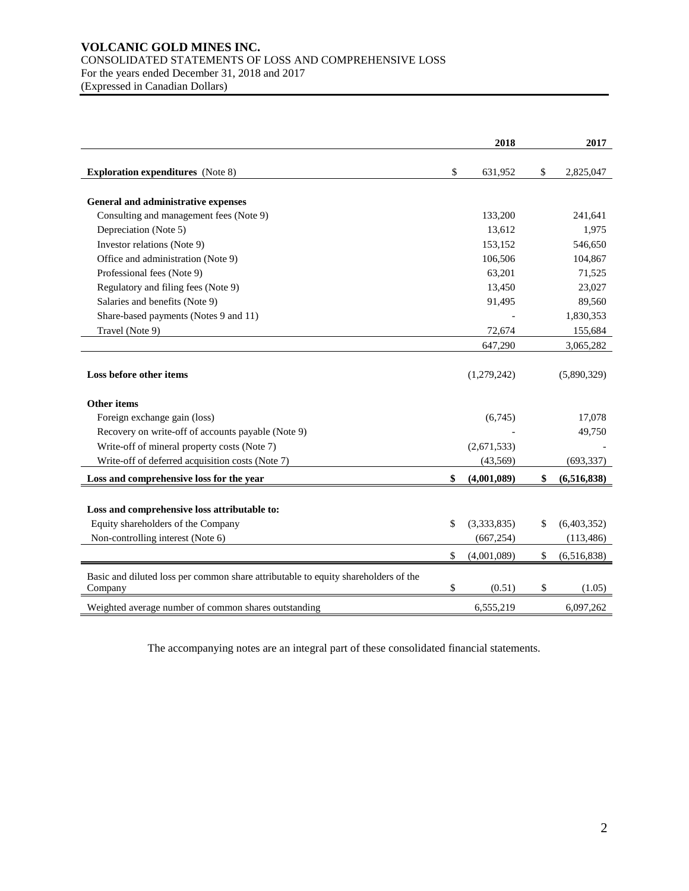**VOLCANIC GOLD MINES INC.**
CONSOLIDATED STATEMENTS OF LOSS AND COMPREHENSIVE LOSS
For the years ended December 31, 2018 and 2017
(Expressed in Canadian Dollars)

| | 2018 | 2017 |
|---|---|---|
| **Exploration expenditures** (Note 8) | $ 631,952 | $ 2,825,047 |
| **General and administrative expenses** | | |
| Consulting and management fees (Note 9) | 133,200 | 241,641 |
| Depreciation (Note 5) | 13,612 | 1,975 |
| Investor relations (Note 9) | 153,152 | 546,650 |
| Office and administration (Note 9) | 106,506 | 104,867 |
| Professional fees (Note 9) | 63,201 | 71,525 |
| Regulatory and filing fees (Note 9) | 13,450 | 23,027 |
| Salaries and benefits (Note 9) | 91,495 | 89,560 |
| Share-based payments (Notes 9 and 11) | - | 1,830,353 |
| Travel (Note 9) | 72,674 | 155,684 |
| | 647,290 | 3,065,282 |
| **Loss before other items** | (1,279,242) | (5,890,329) |
| **Other items** | | |
| Foreign exchange gain (loss) | (6,745) | 17,078 |
| Recovery on write-off of accounts payable (Note 9) | - | 49,750 |
| Write-off of mineral property costs (Note 7) | (2,671,533) | - |
| Write-off of deferred acquisition costs (Note 7) | (43,569) | (693,337) |
| **Loss and comprehensive loss for the year** | **$ (4,001,089)** | **$ (6,516,838)** |
| **Loss and comprehensive loss attributable to:** | | |
| Equity shareholders of the Company | $ (3,333,835) | $ (6,403,352) |
| Non-controlling interest (Note 6) | (667,254) | (113,486) |
| | $ (4,001,089) | $ (6,516,838) |
| Basic and diluted loss per common share attributable to equity shareholders of the Company | $ (0.51) | $ (1.05) |
| Weighted average number of common shares outstanding | 6,555,219 | 6,097,262 |

The accompanying notes are an integral part of these consolidated financial statements.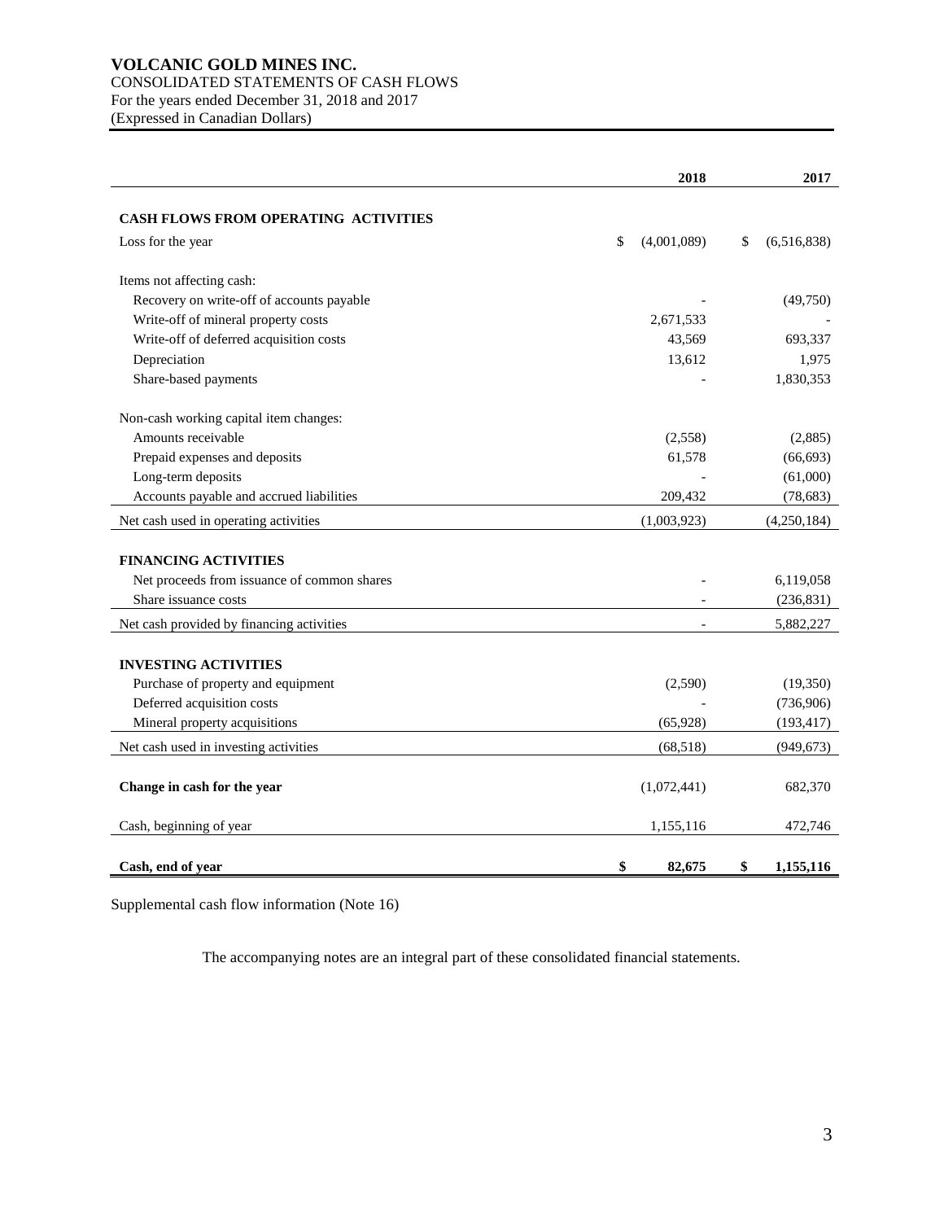**VOLCANIC GOLD MINES INC.**
CONSOLIDATED STATEMENTS OF CASH FLOWS
For the years ended December 31, 2018 and 2017
(Expressed in Canadian Dollars)

| | 2018 | 2017 |
|---|---|---|
| **CASH FLOWS FROM OPERATING ACTIVITIES** | | |
| Loss for the year | $ (4,001,089) | $ (6,516,838) |
| Items not affecting cash: | | |
| Recovery on write-off of accounts payable | - | (49,750) |
| Write-off of mineral property costs | 2,671,533 | - |
| Write-off of deferred acquisition costs | 43,569 | 693,337 |
| Depreciation | 13,612 | 1,975 |
| Share-based payments | - | 1,830,353 |
| Non-cash working capital item changes: | | |
| Amounts receivable | (2,558) | (2,885) |
| Prepaid expenses and deposits | 61,578 | (66,693) |
| Long-term deposits | - | (61,000) |
| Accounts payable and accrued liabilities | 209,432 | (78,683) |
| Net cash used in operating activities | (1,003,923) | (4,250,184) |
| **FINANCING ACTIVITIES** | | |
| Net proceeds from issuance of common shares | - | 6,119,058 |
| Share issuance costs | - | (236,831) |
| Net cash provided by financing activities | - | 5,882,227 |
| **INVESTING ACTIVITIES** | | |
| Purchase of property and equipment | (2,590) | (19,350) |
| Deferred acquisition costs | - | (736,906) |
| Mineral property acquisitions | (65,928) | (193,417) |
| Net cash used in investing activities | (68,518) | (949,673) |
| **Change in cash for the year** | (1,072,441) | 682,370 |
| Cash, beginning of year | 1,155,116 | 472,746 |
| **Cash, end of year** | **$ 82,675** | **$ 1,155,116** |

Supplemental cash flow information (Note 16)

The accompanying notes are an integral part of these consolidated financial statements.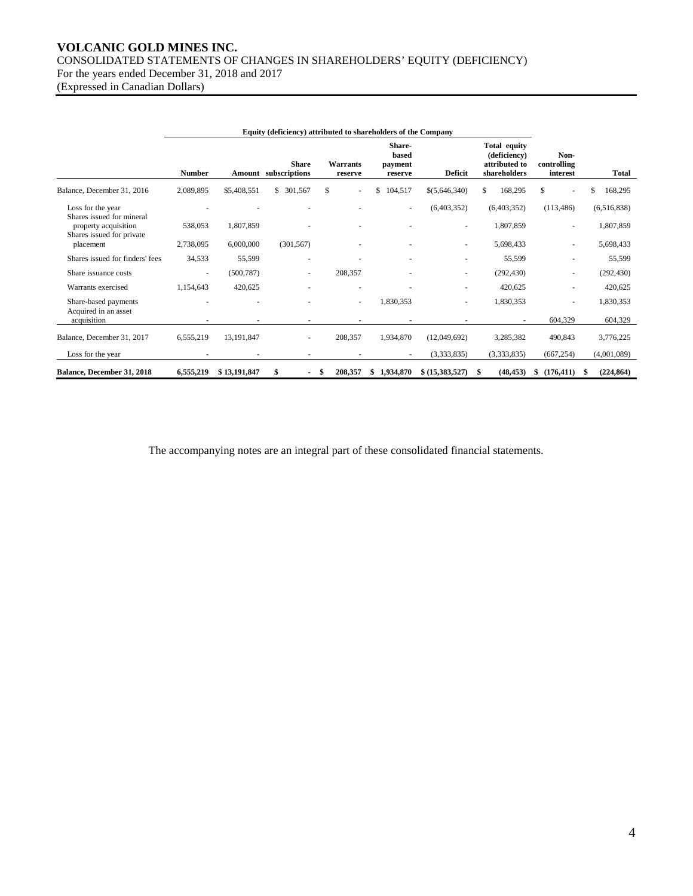# VOLCANIC GOLD MINES INC.

CONSOLIDATED STATEMENTS OF CHANGES IN SHAREHOLDERS' EQUITY (DEFICIENCY)
For the years ended December 31, 2018 and 2017
(Expressed in Canadian Dollars)

| | Equity (deficiency) attributed to shareholders of the Company | | | | | | | | |
|---|---|---|---|---|---|---|---|---|---|
| | **Number** | **Amount** | **Share subscriptions** | **Warrants reserve** | **Share-based payment reserve** | **Deficit** | **Total equity (deficiency) attributed to shareholders** | **Non-controlling interest** | **Total** |
| Balance, December 31, 2016 | 2,089,895 | $5,408,551 | $ 301,567 | $ - | $ 104,517 | $(5,646,340) | $ 168,295 | $ - | $ 168,295 |
| Loss for the year | - | - | - | - | - | (6,403,352) | (6,403,352) | (113,486) | (6,516,838) |
| Shares issued for mineral property acquisition | 538,053 | 1,807,859 | - | - | - | - | 1,807,859 | - | 1,807,859 |
| Shares issued for private placement | 2,738,095 | 6,000,000 | (301,567) | - | - | - | 5,698,433 | - | 5,698,433 |
| Shares issued for finders' fees | 34,533 | 55,599 | - | - | - | - | 55,599 | - | 55,599 |
| Share issuance costs | - | (500,787) | - | 208,357 | - | - | (292,430) | - | (292,430) |
| Warrants exercised | 1,154,643 | 420,625 | - | - | - | - | 420,625 | - | 420,625 |
| Share-based payments | - | - | - | - | 1,830,353 | - | 1,830,353 | - | 1,830,353 |
| Acquired in an asset acquisition | - | - | - | - | - | - | - | 604,329 | 604,329 |
| Balance, December 31, 2017 | 6,555,219 | 13,191,847 | - | 208,357 | 1,934,870 | (12,049,692) | 3,285,382 | 490,843 | 3,776,225 |
| Loss for the year | - | - | - | - | - | (3,333,835) | (3,333,835) | (667,254) | (4,001,089) |
| **Balance, December 31, 2018** | **6,555,219** | **$ 13,191,847** | **$ -** | **$ 208,357** | **$ 1,934,870** | **$ (15,383,527)** | **$ (48,453)** | **$ (176,411)** | **$ (224,864)** |

The accompanying notes are an integral part of these consolidated financial statements.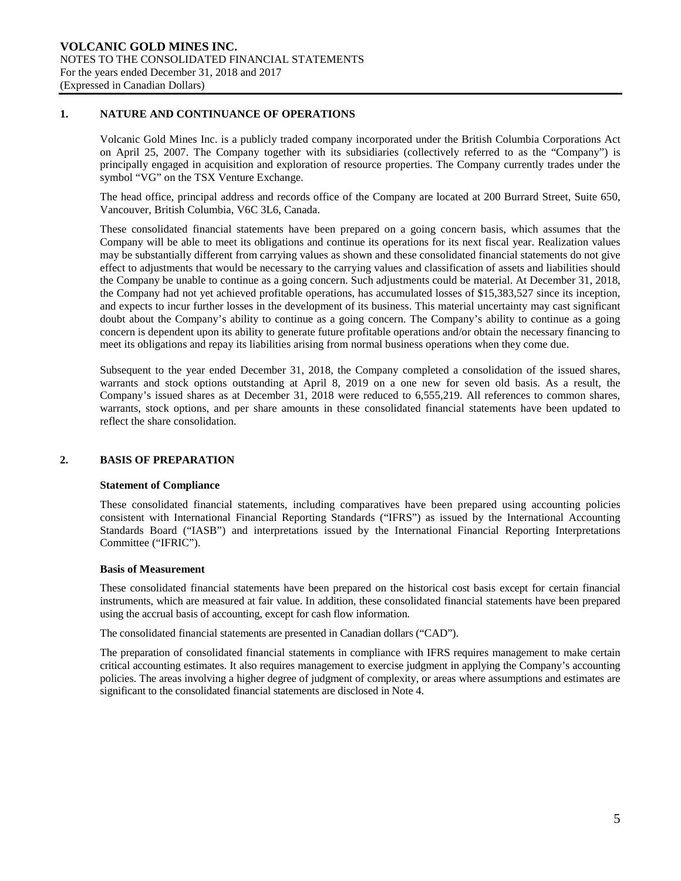## 1. NATURE AND CONTINUANCE OF OPERATIONS

Volcanic Gold Mines Inc. is a publicly traded company incorporated under the British Columbia Corporations Act on April 25, 2007. The Company together with its subsidiaries (collectively referred to as the "Company") is principally engaged in acquisition and exploration of resource properties. The Company currently trades under the symbol "VG" on the TSX Venture Exchange.

The head office, principal address and records office of the Company are located at 200 Burrard Street, Suite 650, Vancouver, British Columbia, V6C 3L6, Canada.

These consolidated financial statements have been prepared on a going concern basis, which assumes that the Company will be able to meet its obligations and continue its operations for its next fiscal year. Realization values may be substantially different from carrying values as shown and these consolidated financial statements do not give effect to adjustments that would be necessary to the carrying values and classification of assets and liabilities should the Company be unable to continue as a going concern. Such adjustments could be material. At December 31, 2018, the Company had not yet achieved profitable operations, has accumulated losses of $15,383,527 since its inception, and expects to incur further losses in the development of its business. This material uncertainty may cast significant doubt about the Company's ability to continue as a going concern. The Company's ability to continue as a going concern is dependent upon its ability to generate future profitable operations and/or obtain the necessary financing to meet its obligations and repay its liabilities arising from normal business operations when they come due.

Subsequent to the year ended December 31, 2018, the Company completed a consolidation of the issued shares, warrants and stock options outstanding at April 8, 2019 on a one new for seven old basis. As a result, the Company's issued shares as at December 31, 2018 were reduced to 6,555,219. All references to common shares, warrants, stock options, and per share amounts in these consolidated financial statements have been updated to reflect the share consolidation.

## 2. BASIS OF PREPARATION

### Statement of Compliance

These consolidated financial statements, including comparatives have been prepared using accounting policies consistent with International Financial Reporting Standards ("IFRS") as issued by the International Accounting Standards Board ("IASB") and interpretations issued by the International Financial Reporting Interpretations Committee ("IFRIC").

### Basis of Measurement

These consolidated financial statements have been prepared on the historical cost basis except for certain financial instruments, which are measured at fair value. In addition, these consolidated financial statements have been prepared using the accrual basis of accounting, except for cash flow information.

The consolidated financial statements are presented in Canadian dollars ("CAD").

The preparation of consolidated financial statements in compliance with IFRS requires management to make certain critical accounting estimates. It also requires management to exercise judgment in applying the Company's accounting policies. The areas involving a higher degree of judgment of complexity, or areas where assumptions and estimates are significant to the consolidated financial statements are disclosed in Note 4.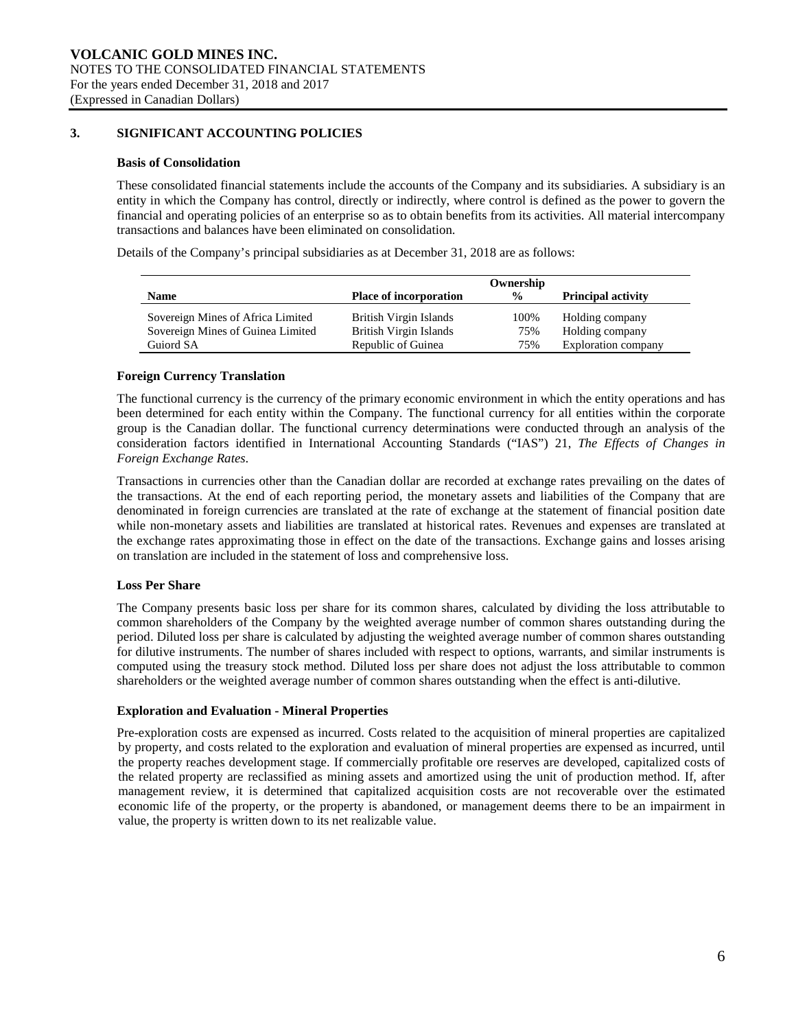## 3. SIGNIFICANT ACCOUNTING POLICIES

### Basis of Consolidation

These consolidated financial statements include the accounts of the Company and its subsidiaries. A subsidiary is an entity in which the Company has control, directly or indirectly, where control is defined as the power to govern the financial and operating policies of an enterprise so as to obtain benefits from its activities. All material intercompany transactions and balances have been eliminated on consolidation.

Details of the Company's principal subsidiaries as at December 31, 2018 are as follows:

| Name | Place of incorporation | Ownership % | Principal activity |
|---|---|---|---|
| Sovereign Mines of Africa Limited | British Virgin Islands | 100% | Holding company |
| Sovereign Mines of Guinea Limited | British Virgin Islands | 75% | Holding company |
| Guiord SA | Republic of Guinea | 75% | Exploration company |

### Foreign Currency Translation

The functional currency is the currency of the primary economic environment in which the entity operations and has been determined for each entity within the Company. The functional currency for all entities within the corporate group is the Canadian dollar. The functional currency determinations were conducted through an analysis of the consideration factors identified in International Accounting Standards ("IAS") 21, *The Effects of Changes in Foreign Exchange Rates*.

Transactions in currencies other than the Canadian dollar are recorded at exchange rates prevailing on the dates of the transactions. At the end of each reporting period, the monetary assets and liabilities of the Company that are denominated in foreign currencies are translated at the rate of exchange at the statement of financial position date while non-monetary assets and liabilities are translated at historical rates. Revenues and expenses are translated at the exchange rates approximating those in effect on the date of the transactions. Exchange gains and losses arising on translation are included in the statement of loss and comprehensive loss.

### Loss Per Share

The Company presents basic loss per share for its common shares, calculated by dividing the loss attributable to common shareholders of the Company by the weighted average number of common shares outstanding during the period. Diluted loss per share is calculated by adjusting the weighted average number of common shares outstanding for dilutive instruments. The number of shares included with respect to options, warrants, and similar instruments is computed using the treasury stock method. Diluted loss per share does not adjust the loss attributable to common shareholders or the weighted average number of common shares outstanding when the effect is anti-dilutive.

### Exploration and Evaluation - Mineral Properties

Pre-exploration costs are expensed as incurred. Costs related to the acquisition of mineral properties are capitalized by property, and costs related to the exploration and evaluation of mineral properties are expensed as incurred, until the property reaches development stage. If commercially profitable ore reserves are developed, capitalized costs of the related property are reclassified as mining assets and amortized using the unit of production method. If, after management review, it is determined that capitalized acquisition costs are not recoverable over the estimated economic life of the property, or the property is abandoned, or management deems there to be an impairment in value, the property is written down to its net realizable value.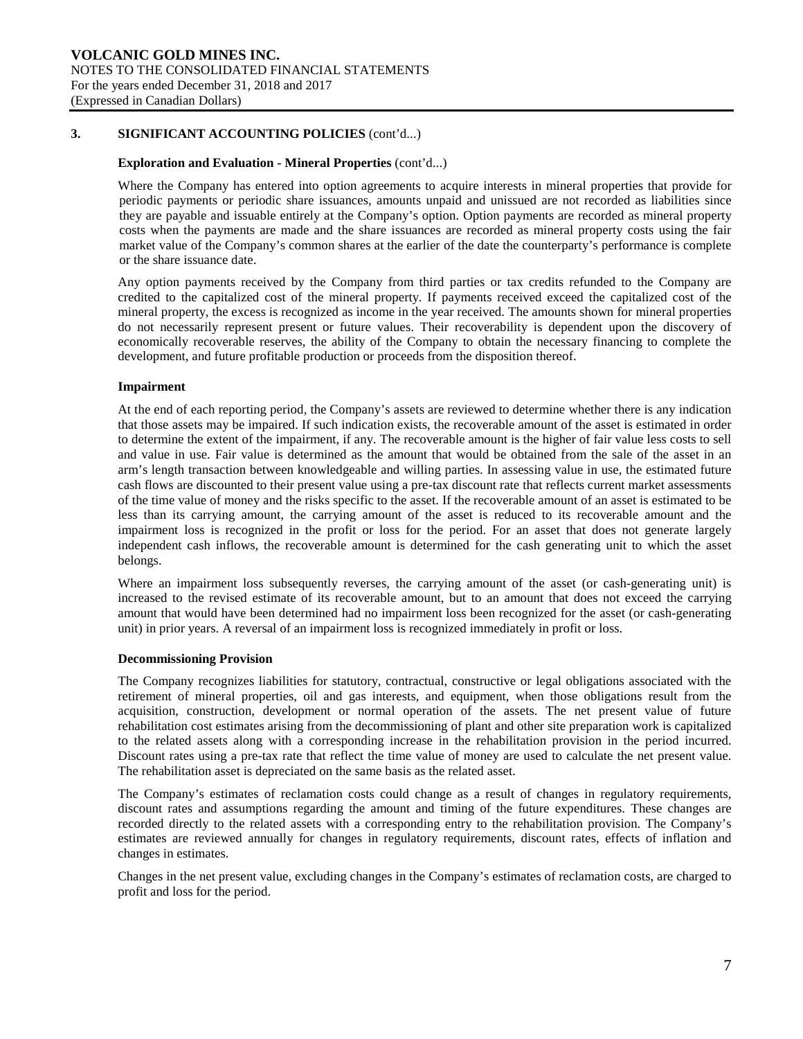## 3. SIGNIFICANT ACCOUNTING POLICIES (cont'd...)

### Exploration and Evaluation - Mineral Properties (cont'd...)

Where the Company has entered into option agreements to acquire interests in mineral properties that provide for periodic payments or periodic share issuances, amounts unpaid and unissued are not recorded as liabilities since they are payable and issuable entirely at the Company's option. Option payments are recorded as mineral property costs when the payments are made and the share issuances are recorded as mineral property costs using the fair market value of the Company's common shares at the earlier of the date the counterparty's performance is complete or the share issuance date.

Any option payments received by the Company from third parties or tax credits refunded to the Company are credited to the capitalized cost of the mineral property. If payments received exceed the capitalized cost of the mineral property, the excess is recognized as income in the year received. The amounts shown for mineral properties do not necessarily represent present or future values. Their recoverability is dependent upon the discovery of economically recoverable reserves, the ability of the Company to obtain the necessary financing to complete the development, and future profitable production or proceeds from the disposition thereof.

### Impairment

At the end of each reporting period, the Company's assets are reviewed to determine whether there is any indication that those assets may be impaired. If such indication exists, the recoverable amount of the asset is estimated in order to determine the extent of the impairment, if any. The recoverable amount is the higher of fair value less costs to sell and value in use. Fair value is determined as the amount that would be obtained from the sale of the asset in an arm's length transaction between knowledgeable and willing parties. In assessing value in use, the estimated future cash flows are discounted to their present value using a pre-tax discount rate that reflects current market assessments of the time value of money and the risks specific to the asset. If the recoverable amount of an asset is estimated to be less than its carrying amount, the carrying amount of the asset is reduced to its recoverable amount and the impairment loss is recognized in the profit or loss for the period. For an asset that does not generate largely independent cash inflows, the recoverable amount is determined for the cash generating unit to which the asset belongs.

Where an impairment loss subsequently reverses, the carrying amount of the asset (or cash-generating unit) is increased to the revised estimate of its recoverable amount, but to an amount that does not exceed the carrying amount that would have been determined had no impairment loss been recognized for the asset (or cash-generating unit) in prior years. A reversal of an impairment loss is recognized immediately in profit or loss.

### Decommissioning Provision

The Company recognizes liabilities for statutory, contractual, constructive or legal obligations associated with the retirement of mineral properties, oil and gas interests, and equipment, when those obligations result from the acquisition, construction, development or normal operation of the assets. The net present value of future rehabilitation cost estimates arising from the decommissioning of plant and other site preparation work is capitalized to the related assets along with a corresponding increase in the rehabilitation provision in the period incurred. Discount rates using a pre-tax rate that reflect the time value of money are used to calculate the net present value. The rehabilitation asset is depreciated on the same basis as the related asset.

The Company's estimates of reclamation costs could change as a result of changes in regulatory requirements, discount rates and assumptions regarding the amount and timing of the future expenditures. These changes are recorded directly to the related assets with a corresponding entry to the rehabilitation provision. The Company's estimates are reviewed annually for changes in regulatory requirements, discount rates, effects of inflation and changes in estimates.

Changes in the net present value, excluding changes in the Company's estimates of reclamation costs, are charged to profit and loss for the period.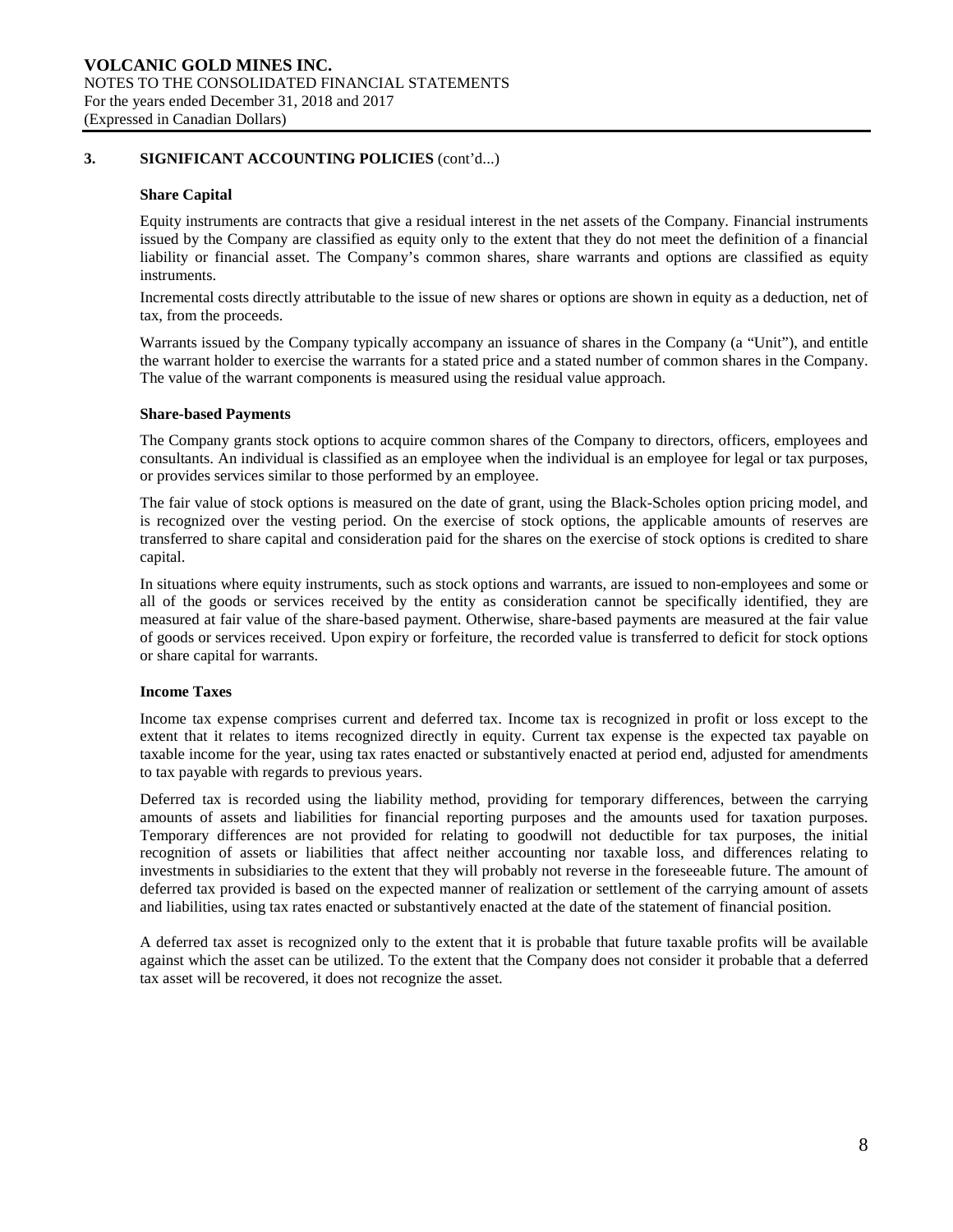## 3. SIGNIFICANT ACCOUNTING POLICIES (cont'd...)

### Share Capital

Equity instruments are contracts that give a residual interest in the net assets of the Company. Financial instruments issued by the Company are classified as equity only to the extent that they do not meet the definition of a financial liability or financial asset. The Company's common shares, share warrants and options are classified as equity instruments.

Incremental costs directly attributable to the issue of new shares or options are shown in equity as a deduction, net of tax, from the proceeds.

Warrants issued by the Company typically accompany an issuance of shares in the Company (a "Unit"), and entitle the warrant holder to exercise the warrants for a stated price and a stated number of common shares in the Company. The value of the warrant components is measured using the residual value approach.

### Share-based Payments

The Company grants stock options to acquire common shares of the Company to directors, officers, employees and consultants. An individual is classified as an employee when the individual is an employee for legal or tax purposes, or provides services similar to those performed by an employee.

The fair value of stock options is measured on the date of grant, using the Black-Scholes option pricing model, and is recognized over the vesting period. On the exercise of stock options, the applicable amounts of reserves are transferred to share capital and consideration paid for the shares on the exercise of stock options is credited to share capital.

In situations where equity instruments, such as stock options and warrants, are issued to non-employees and some or all of the goods or services received by the entity as consideration cannot be specifically identified, they are measured at fair value of the share-based payment. Otherwise, share-based payments are measured at the fair value of goods or services received. Upon expiry or forfeiture, the recorded value is transferred to deficit for stock options or share capital for warrants.

### Income Taxes

Income tax expense comprises current and deferred tax. Income tax is recognized in profit or loss except to the extent that it relates to items recognized directly in equity. Current tax expense is the expected tax payable on taxable income for the year, using tax rates enacted or substantively enacted at period end, adjusted for amendments to tax payable with regards to previous years.

Deferred tax is recorded using the liability method, providing for temporary differences, between the carrying amounts of assets and liabilities for financial reporting purposes and the amounts used for taxation purposes. Temporary differences are not provided for relating to goodwill not deductible for tax purposes, the initial recognition of assets or liabilities that affect neither accounting nor taxable loss, and differences relating to investments in subsidiaries to the extent that they will probably not reverse in the foreseeable future. The amount of deferred tax provided is based on the expected manner of realization or settlement of the carrying amount of assets and liabilities, using tax rates enacted or substantively enacted at the date of the statement of financial position.

A deferred tax asset is recognized only to the extent that it is probable that future taxable profits will be available against which the asset can be utilized. To the extent that the Company does not consider it probable that a deferred tax asset will be recovered, it does not recognize the asset.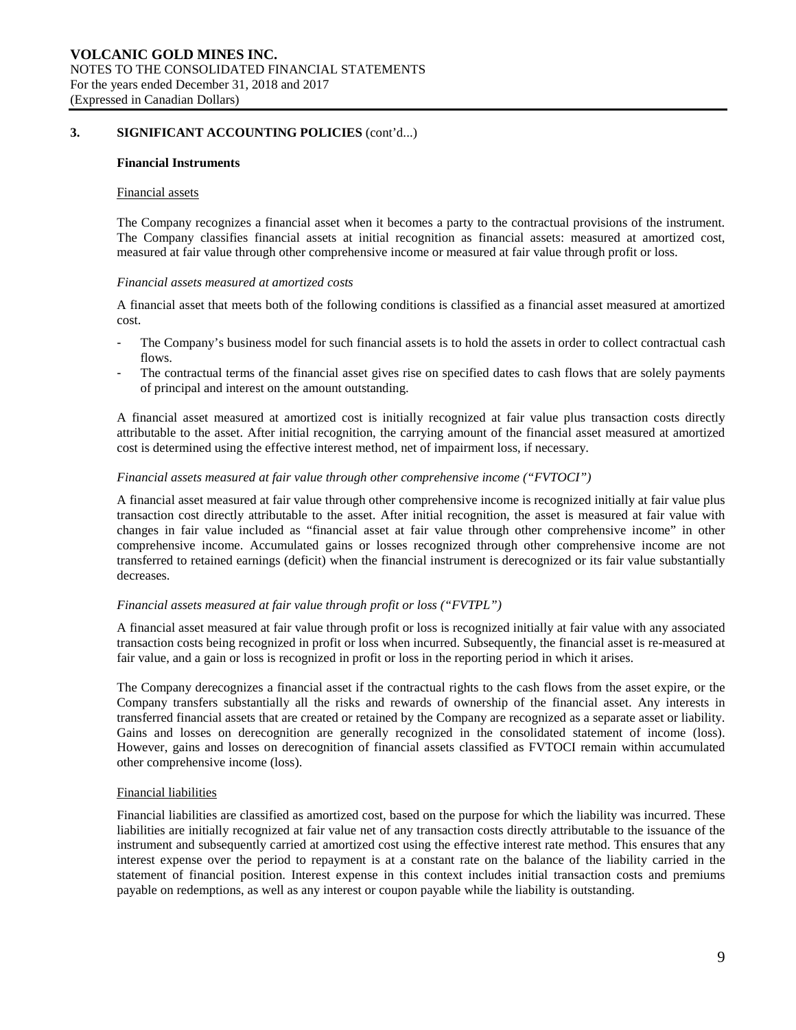## 3. SIGNIFICANT ACCOUNTING POLICIES (cont'd...)

### Financial Instruments

Financial assets

The Company recognizes a financial asset when it becomes a party to the contractual provisions of the instrument. The Company classifies financial assets at initial recognition as financial assets: measured at amortized cost, measured at fair value through other comprehensive income or measured at fair value through profit or loss.

*Financial assets measured at amortized costs*

A financial asset that meets both of the following conditions is classified as a financial asset measured at amortized cost.

- The Company's business model for such financial assets is to hold the assets in order to collect contractual cash flows.
- The contractual terms of the financial asset gives rise on specified dates to cash flows that are solely payments of principal and interest on the amount outstanding.

A financial asset measured at amortized cost is initially recognized at fair value plus transaction costs directly attributable to the asset. After initial recognition, the carrying amount of the financial asset measured at amortized cost is determined using the effective interest method, net of impairment loss, if necessary.

*Financial assets measured at fair value through other comprehensive income ("FVTOCI")*

A financial asset measured at fair value through other comprehensive income is recognized initially at fair value plus transaction cost directly attributable to the asset. After initial recognition, the asset is measured at fair value with changes in fair value included as "financial asset at fair value through other comprehensive income" in other comprehensive income. Accumulated gains or losses recognized through other comprehensive income are not transferred to retained earnings (deficit) when the financial instrument is derecognized or its fair value substantially decreases.

*Financial assets measured at fair value through profit or loss ("FVTPL")*

A financial asset measured at fair value through profit or loss is recognized initially at fair value with any associated transaction costs being recognized in profit or loss when incurred. Subsequently, the financial asset is re-measured at fair value, and a gain or loss is recognized in profit or loss in the reporting period in which it arises.

The Company derecognizes a financial asset if the contractual rights to the cash flows from the asset expire, or the Company transfers substantially all the risks and rewards of ownership of the financial asset. Any interests in transferred financial assets that are created or retained by the Company are recognized as a separate asset or liability. Gains and losses on derecognition are generally recognized in the consolidated statement of income (loss). However, gains and losses on derecognition of financial assets classified as FVTOCI remain within accumulated other comprehensive income (loss).

Financial liabilities

Financial liabilities are classified as amortized cost, based on the purpose for which the liability was incurred. These liabilities are initially recognized at fair value net of any transaction costs directly attributable to the issuance of the instrument and subsequently carried at amortized cost using the effective interest rate method. This ensures that any interest expense over the period to repayment is at a constant rate on the balance of the liability carried in the statement of financial position. Interest expense in this context includes initial transaction costs and premiums payable on redemptions, as well as any interest or coupon payable while the liability is outstanding.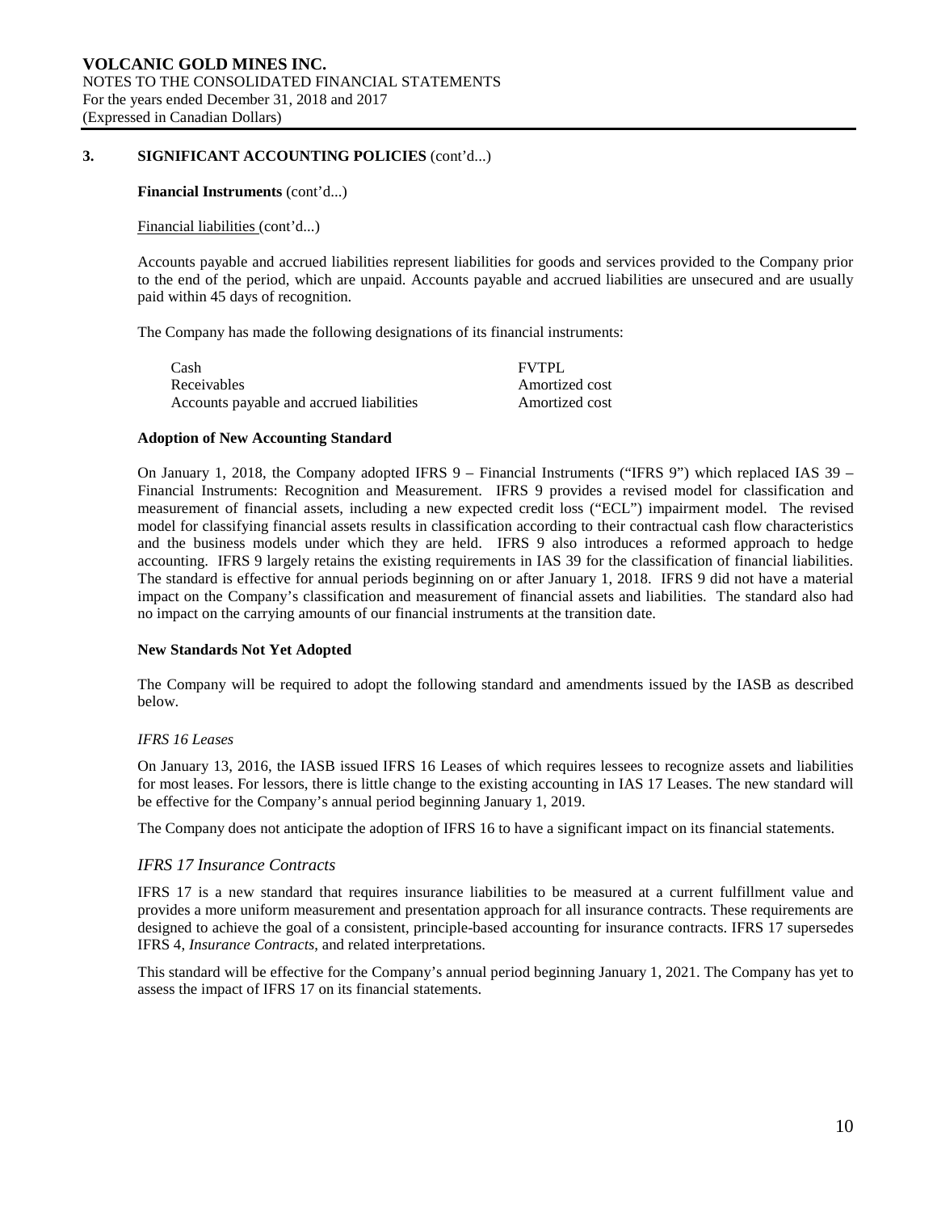## 3. SIGNIFICANT ACCOUNTING POLICIES (cont'd...)

**Financial Instruments** (cont'd...)

Financial liabilities (cont'd...)

Accounts payable and accrued liabilities represent liabilities for goods and services provided to the Company prior to the end of the period, which are unpaid. Accounts payable and accrued liabilities are unsecured and are usually paid within 45 days of recognition.

The Company has made the following designations of its financial instruments:

| | |
|---|---|
| Cash | FVTPL |
| Receivables | Amortized cost |
| Accounts payable and accrued liabilities | Amortized cost |

**Adoption of New Accounting Standard**

On January 1, 2018, the Company adopted IFRS 9 – Financial Instruments ("IFRS 9") which replaced IAS 39 – Financial Instruments: Recognition and Measurement. IFRS 9 provides a revised model for classification and measurement of financial assets, including a new expected credit loss ("ECL") impairment model. The revised model for classifying financial assets results in classification according to their contractual cash flow characteristics and the business models under which they are held. IFRS 9 also introduces a reformed approach to hedge accounting. IFRS 9 largely retains the existing requirements in IAS 39 for the classification of financial liabilities. The standard is effective for annual periods beginning on or after January 1, 2018. IFRS 9 did not have a material impact on the Company's classification and measurement of financial assets and liabilities. The standard also had no impact on the carrying amounts of our financial instruments at the transition date.

**New Standards Not Yet Adopted**

The Company will be required to adopt the following standard and amendments issued by the IASB as described below.

*IFRS 16 Leases*

On January 13, 2016, the IASB issued IFRS 16 Leases of which requires lessees to recognize assets and liabilities for most leases. For lessors, there is little change to the existing accounting in IAS 17 Leases. The new standard will be effective for the Company's annual period beginning January 1, 2019.

The Company does not anticipate the adoption of IFRS 16 to have a significant impact on its financial statements.

*IFRS 17 Insurance Contracts*

IFRS 17 is a new standard that requires insurance liabilities to be measured at a current fulfillment value and provides a more uniform measurement and presentation approach for all insurance contracts. These requirements are designed to achieve the goal of a consistent, principle-based accounting for insurance contracts. IFRS 17 supersedes IFRS 4, *Insurance Contracts*, and related interpretations.

This standard will be effective for the Company's annual period beginning January 1, 2021. The Company has yet to assess the impact of IFRS 17 on its financial statements.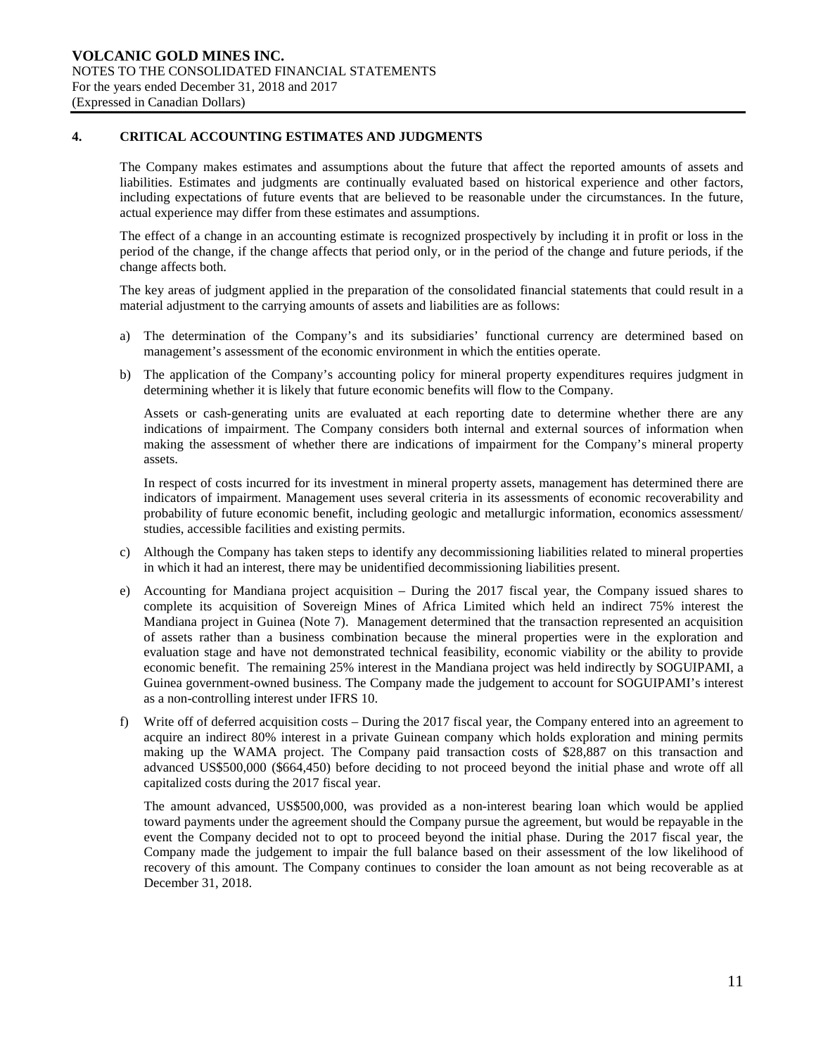## 4. CRITICAL ACCOUNTING ESTIMATES AND JUDGMENTS

The Company makes estimates and assumptions about the future that affect the reported amounts of assets and liabilities. Estimates and judgments are continually evaluated based on historical experience and other factors, including expectations of future events that are believed to be reasonable under the circumstances. In the future, actual experience may differ from these estimates and assumptions.

The effect of a change in an accounting estimate is recognized prospectively by including it in profit or loss in the period of the change, if the change affects that period only, or in the period of the change and future periods, if the change affects both.

The key areas of judgment applied in the preparation of the consolidated financial statements that could result in a material adjustment to the carrying amounts of assets and liabilities are as follows:

a) The determination of the Company's and its subsidiaries' functional currency are determined based on management's assessment of the economic environment in which the entities operate.

b) The application of the Company's accounting policy for mineral property expenditures requires judgment in determining whether it is likely that future economic benefits will flow to the Company.

   Assets or cash-generating units are evaluated at each reporting date to determine whether there are any indications of impairment. The Company considers both internal and external sources of information when making the assessment of whether there are indications of impairment for the Company's mineral property assets.

   In respect of costs incurred for its investment in mineral property assets, management has determined there are indicators of impairment. Management uses several criteria in its assessments of economic recoverability and probability of future economic benefit, including geologic and metallurgic information, economics assessment/ studies, accessible facilities and existing permits.

c) Although the Company has taken steps to identify any decommissioning liabilities related to mineral properties in which it had an interest, there may be unidentified decommissioning liabilities present.

e) Accounting for Mandiana project acquisition – During the 2017 fiscal year, the Company issued shares to complete its acquisition of Sovereign Mines of Africa Limited which held an indirect 75% interest the Mandiana project in Guinea (Note 7). Management determined that the transaction represented an acquisition of assets rather than a business combination because the mineral properties were in the exploration and evaluation stage and have not demonstrated technical feasibility, economic viability or the ability to provide economic benefit. The remaining 25% interest in the Mandiana project was held indirectly by SOGUIPAMI, a Guinea government-owned business. The Company made the judgement to account for SOGUIPAMI's interest as a non-controlling interest under IFRS 10.

f) Write off of deferred acquisition costs – During the 2017 fiscal year, the Company entered into an agreement to acquire an indirect 80% interest in a private Guinean company which holds exploration and mining permits making up the WAMA project. The Company paid transaction costs of $28,887 on this transaction and advanced US$500,000 ($664,450) before deciding to not proceed beyond the initial phase and wrote off all capitalized costs during the 2017 fiscal year.

   The amount advanced, US$500,000, was provided as a non-interest bearing loan which would be applied toward payments under the agreement should the Company pursue the agreement, but would be repayable in the event the Company decided not to opt to proceed beyond the initial phase. During the 2017 fiscal year, the Company made the judgement to impair the full balance based on their assessment of the low likelihood of recovery of this amount. The Company continues to consider the loan amount as not being recoverable as at December 31, 2018.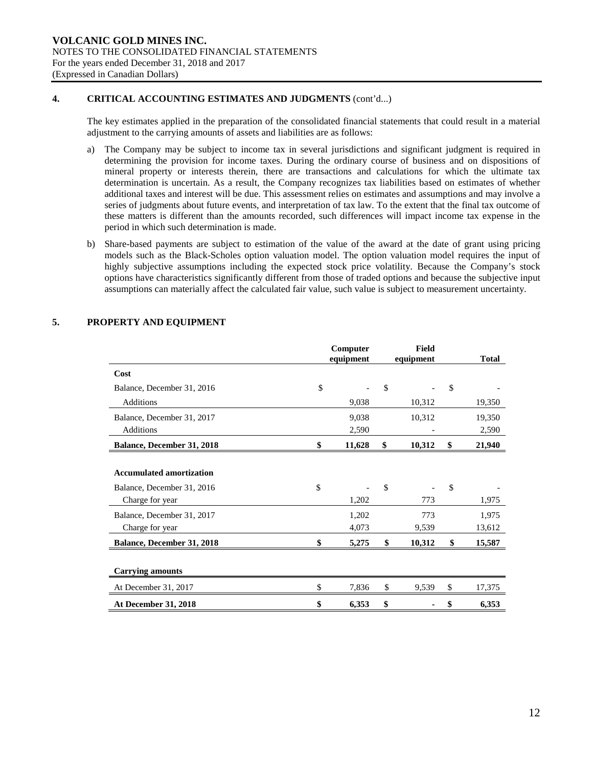## 4. CRITICAL ACCOUNTING ESTIMATES AND JUDGMENTS (cont'd...)

The key estimates applied in the preparation of the consolidated financial statements that could result in a material adjustment to the carrying amounts of assets and liabilities are as follows:

a) The Company may be subject to income tax in several jurisdictions and significant judgment is required in determining the provision for income taxes. During the ordinary course of business and on dispositions of mineral property or interests therein, there are transactions and calculations for which the ultimate tax determination is uncertain. As a result, the Company recognizes tax liabilities based on estimates of whether additional taxes and interest will be due. This assessment relies on estimates and assumptions and may involve a series of judgments about future events, and interpretation of tax law. To the extent that the final tax outcome of these matters is different than the amounts recorded, such differences will impact income tax expense in the period in which such determination is made.

b) Share-based payments are subject to estimation of the value of the award at the date of grant using pricing models such as the Black-Scholes option valuation model. The option valuation model requires the input of highly subjective assumptions including the expected stock price volatility. Because the Company's stock options have characteristics significantly different from those of traded options and because the subjective input assumptions can materially affect the calculated fair value, such value is subject to measurement uncertainty.

## 5. PROPERTY AND EQUIPMENT

| | Computer equipment | Field equipment | Total |
|---|---|---|---|
| **Cost** | | | |
| Balance, December 31, 2016 | $ - | $ - | $ - |
| Additions | 9,038 | 10,312 | 19,350 |
| Balance, December 31, 2017 | 9,038 | 10,312 | 19,350 |
| Additions | 2,590 | - | 2,590 |
| **Balance, December 31, 2018** | **$ 11,628** | **$ 10,312** | **$ 21,940** |
| **Accumulated amortization** | | | |
| Balance, December 31, 2016 | $ - | $ - | $ - |
| Charge for year | 1,202 | 773 | 1,975 |
| Balance, December 31, 2017 | 1,202 | 773 | 1,975 |
| Charge for year | 4,073 | 9,539 | 13,612 |
| **Balance, December 31, 2018** | **$ 5,275** | **$ 10,312** | **$ 15,587** |
| **Carrying amounts** | | | |
| At December 31, 2017 | $ 7,836 | $ 9,539 | $ 17,375 |
| **At December 31, 2018** | **$ 6,353** | **$ -** | **$ 6,353** |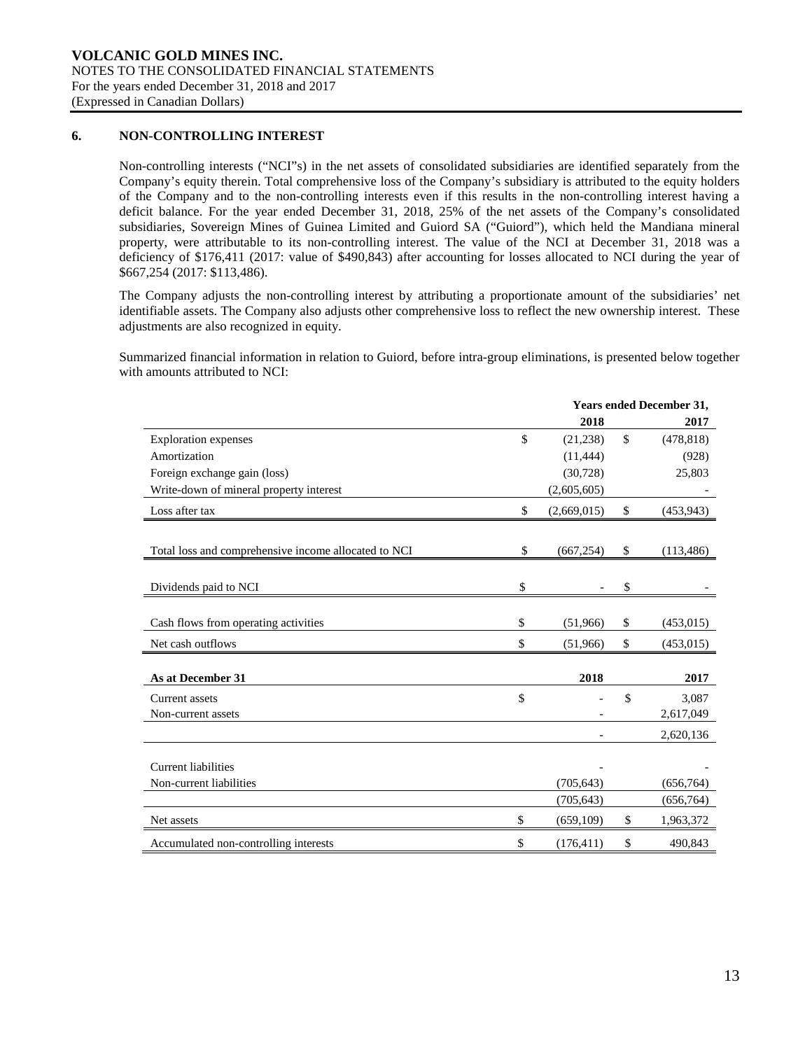## 6. NON-CONTROLLING INTEREST

Non-controlling interests ("NCI"s) in the net assets of consolidated subsidiaries are identified separately from the Company's equity therein. Total comprehensive loss of the Company's subsidiary is attributed to the equity holders of the Company and to the non-controlling interests even if this results in the non-controlling interest having a deficit balance. For the year ended December 31, 2018, 25% of the net assets of the Company's consolidated subsidiaries, Sovereign Mines of Guinea Limited and Guiord SA ("Guiord"), which held the Mandiana mineral property, were attributable to its non-controlling interest. The value of the NCI at December 31, 2018 was a deficiency of $176,411 (2017: value of $490,843) after accounting for losses allocated to NCI during the year of $667,254 (2017: $113,486).

The Company adjusts the non-controlling interest by attributing a proportionate amount of the subsidiaries' net identifiable assets. The Company also adjusts other comprehensive loss to reflect the new ownership interest. These adjustments are also recognized in equity.

Summarized financial information in relation to Guiord, before intra-group eliminations, is presented below together with amounts attributed to NCI:

| | Years ended December 31, | |
|---|---|---|
| | 2018 | 2017 |
| Exploration expenses | $ (21,238) | $ (478,818) |
| Amortization | (11,444) | (928) |
| Foreign exchange gain (loss) | (30,728) | 25,803 |
| Write-down of mineral property interest | (2,605,605) | - |
| Loss after tax | $ (2,669,015) | $ (453,943) |
| | | |
| Total loss and comprehensive income allocated to NCI | $ (667,254) | $ (113,486) |
| | | |
| Dividends paid to NCI | $ - | $ - |
| | | |
| Cash flows from operating activities | $ (51,966) | $ (453,015) |
| Net cash outflows | $ (51,966) | $ (453,015) |
| | | |
| **As at December 31** | **2018** | **2017** |
| Current assets | $ - | $ 3,087 |
| Non-current assets | - | 2,617,049 |
| | - | 2,620,136 |
| | | |
| Current liabilities | - | - |
| Non-current liabilities | (705,643) | (656,764) |
| | (705,643) | (656,764) |
| Net assets | $ (659,109) | $ 1,963,372 |
| Accumulated non-controlling interests | $ (176,411) | $ 490,843 |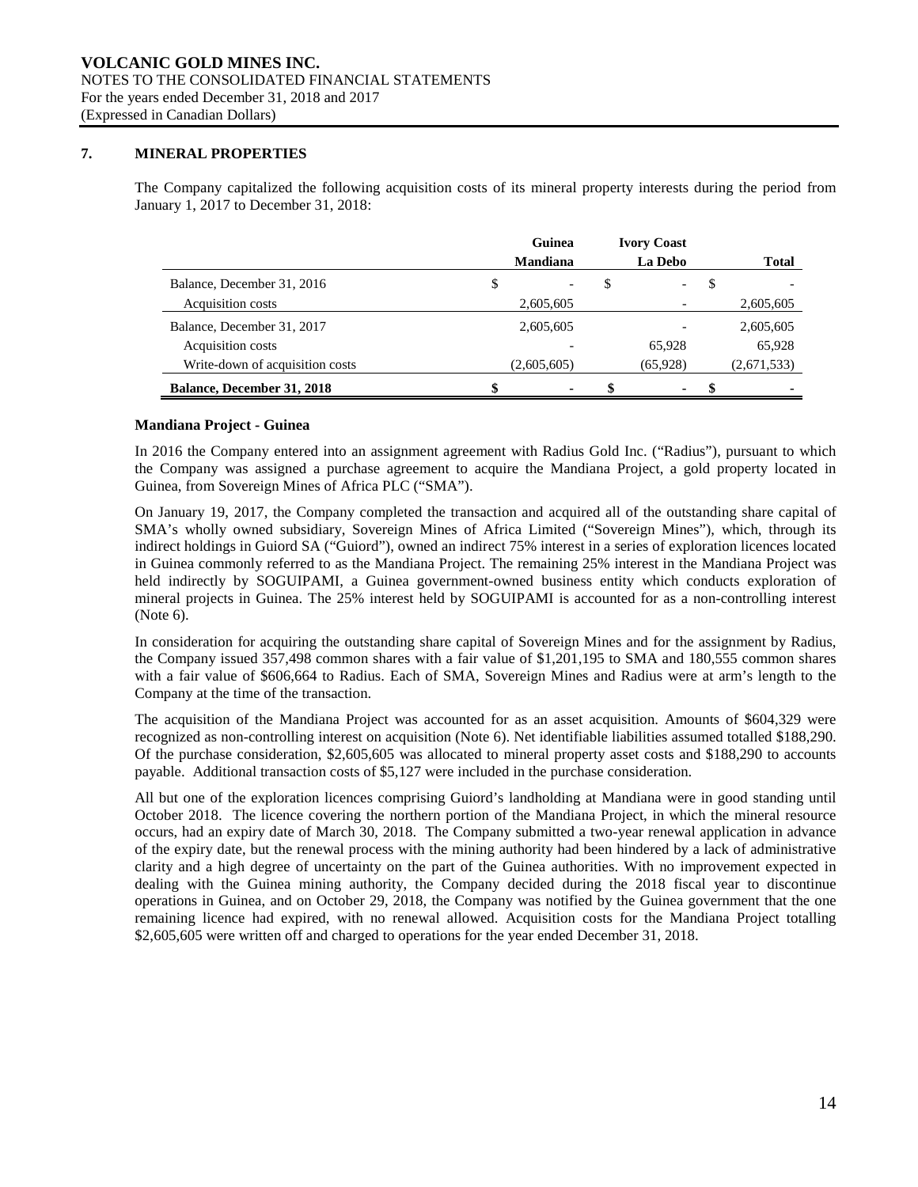## 7. MINERAL PROPERTIES

The Company capitalized the following acquisition costs of its mineral property interests during the period from January 1, 2017 to December 31, 2018:

| | Guinea Mandiana | Ivory Coast La Debo | Total |
|---|---|---|---|
| Balance, December 31, 2016 | $ - | $ - | $ - |
| Acquisition costs | 2,605,605 | - | 2,605,605 |
| Balance, December 31, 2017 | 2,605,605 | - | 2,605,605 |
| Acquisition costs | - | 65,928 | 65,928 |
| Write-down of acquisition costs | (2,605,605) | (65,928) | (2,671,533) |
| **Balance, December 31, 2018** | **$ -** | **$ -** | **$ -** |

### Mandiana Project - Guinea

In 2016 the Company entered into an assignment agreement with Radius Gold Inc. ("Radius"), pursuant to which the Company was assigned a purchase agreement to acquire the Mandiana Project, a gold property located in Guinea, from Sovereign Mines of Africa PLC ("SMA").

On January 19, 2017, the Company completed the transaction and acquired all of the outstanding share capital of SMA's wholly owned subsidiary, Sovereign Mines of Africa Limited ("Sovereign Mines"), which, through its indirect holdings in Guiord SA ("Guiord"), owned an indirect 75% interest in a series of exploration licences located in Guinea commonly referred to as the Mandiana Project. The remaining 25% interest in the Mandiana Project was held indirectly by SOGUIPAMI, a Guinea government-owned business entity which conducts exploration of mineral projects in Guinea. The 25% interest held by SOGUIPAMI is accounted for as a non-controlling interest (Note 6).

In consideration for acquiring the outstanding share capital of Sovereign Mines and for the assignment by Radius, the Company issued 357,498 common shares with a fair value of $1,201,195 to SMA and 180,555 common shares with a fair value of $606,664 to Radius. Each of SMA, Sovereign Mines and Radius were at arm's length to the Company at the time of the transaction.

The acquisition of the Mandiana Project was accounted for as an asset acquisition. Amounts of $604,329 were recognized as non-controlling interest on acquisition (Note 6). Net identifiable liabilities assumed totalled $188,290. Of the purchase consideration, $2,605,605 was allocated to mineral property asset costs and $188,290 to accounts payable. Additional transaction costs of $5,127 were included in the purchase consideration.

All but one of the exploration licences comprising Guiord's landholding at Mandiana were in good standing until October 2018. The licence covering the northern portion of the Mandiana Project, in which the mineral resource occurs, had an expiry date of March 30, 2018. The Company submitted a two-year renewal application in advance of the expiry date, but the renewal process with the mining authority had been hindered by a lack of administrative clarity and a high degree of uncertainty on the part of the Guinea authorities. With no improvement expected in dealing with the Guinea mining authority, the Company decided during the 2018 fiscal year to discontinue operations in Guinea, and on October 29, 2018, the Company was notified by the Guinea government that the one remaining licence had expired, with no renewal allowed. Acquisition costs for the Mandiana Project totalling $2,605,605 were written off and charged to operations for the year ended December 31, 2018.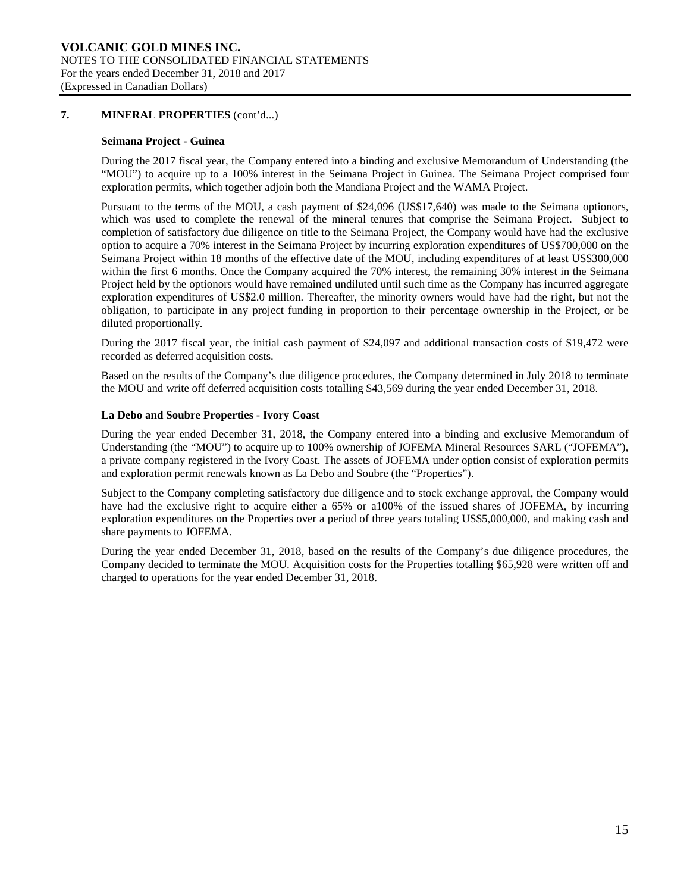## 7. MINERAL PROPERTIES (cont'd...)

### Seimana Project - Guinea

During the 2017 fiscal year, the Company entered into a binding and exclusive Memorandum of Understanding (the "MOU") to acquire up to a 100% interest in the Seimana Project in Guinea. The Seimana Project comprised four exploration permits, which together adjoin both the Mandiana Project and the WAMA Project.

Pursuant to the terms of the MOU, a cash payment of $24,096 (US$17,640) was made to the Seimana optionors, which was used to complete the renewal of the mineral tenures that comprise the Seimana Project. Subject to completion of satisfactory due diligence on title to the Seimana Project, the Company would have had the exclusive option to acquire a 70% interest in the Seimana Project by incurring exploration expenditures of US$700,000 on the Seimana Project within 18 months of the effective date of the MOU, including expenditures of at least US$300,000 within the first 6 months. Once the Company acquired the 70% interest, the remaining 30% interest in the Seimana Project held by the optionors would have remained undiluted until such time as the Company has incurred aggregate exploration expenditures of US$2.0 million. Thereafter, the minority owners would have had the right, but not the obligation, to participate in any project funding in proportion to their percentage ownership in the Project, or be diluted proportionally.

During the 2017 fiscal year, the initial cash payment of $24,097 and additional transaction costs of $19,472 were recorded as deferred acquisition costs.

Based on the results of the Company's due diligence procedures, the Company determined in July 2018 to terminate the MOU and write off deferred acquisition costs totalling $43,569 during the year ended December 31, 2018.

### La Debo and Soubre Properties - Ivory Coast

During the year ended December 31, 2018, the Company entered into a binding and exclusive Memorandum of Understanding (the "MOU") to acquire up to 100% ownership of JOFEMA Mineral Resources SARL ("JOFEMA"), a private company registered in the Ivory Coast. The assets of JOFEMA under option consist of exploration permits and exploration permit renewals known as La Debo and Soubre (the "Properties").

Subject to the Company completing satisfactory due diligence and to stock exchange approval, the Company would have had the exclusive right to acquire either a 65% or a100% of the issued shares of JOFEMA, by incurring exploration expenditures on the Properties over a period of three years totaling US$5,000,000, and making cash and share payments to JOFEMA.

During the year ended December 31, 2018, based on the results of the Company's due diligence procedures, the Company decided to terminate the MOU. Acquisition costs for the Properties totalling $65,928 were written off and charged to operations for the year ended December 31, 2018.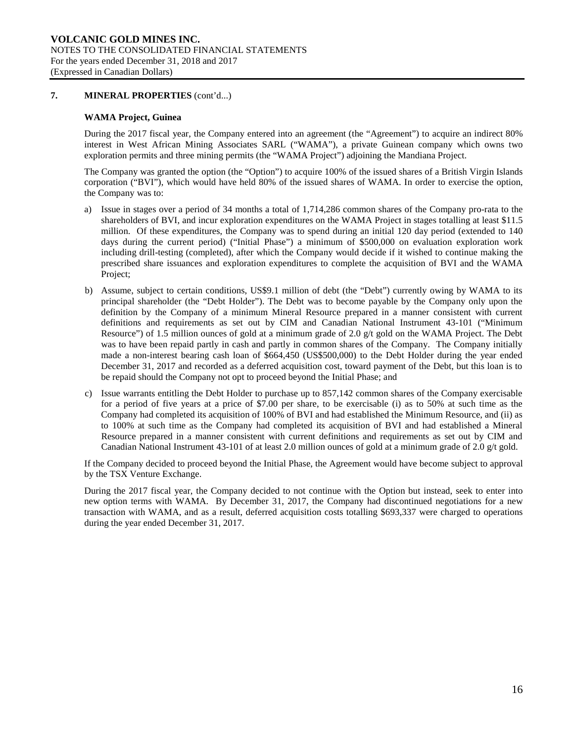## 7. MINERAL PROPERTIES (cont'd...)

### WAMA Project, Guinea

During the 2017 fiscal year, the Company entered into an agreement (the "Agreement") to acquire an indirect 80% interest in West African Mining Associates SARL ("WAMA"), a private Guinean company which owns two exploration permits and three mining permits (the "WAMA Project") adjoining the Mandiana Project.

The Company was granted the option (the "Option") to acquire 100% of the issued shares of a British Virgin Islands corporation ("BVI"), which would have held 80% of the issued shares of WAMA. In order to exercise the option, the Company was to:

a) Issue in stages over a period of 34 months a total of 1,714,286 common shares of the Company pro-rata to the shareholders of BVI, and incur exploration expenditures on the WAMA Project in stages totalling at least $11.5 million. Of these expenditures, the Company was to spend during an initial 120 day period (extended to 140 days during the current period) ("Initial Phase") a minimum of $500,000 on evaluation exploration work including drill-testing (completed), after which the Company would decide if it wished to continue making the prescribed share issuances and exploration expenditures to complete the acquisition of BVI and the WAMA Project;

b) Assume, subject to certain conditions, US$9.1 million of debt (the "Debt") currently owing by WAMA to its principal shareholder (the "Debt Holder"). The Debt was to become payable by the Company only upon the definition by the Company of a minimum Mineral Resource prepared in a manner consistent with current definitions and requirements as set out by CIM and Canadian National Instrument 43-101 ("Minimum Resource") of 1.5 million ounces of gold at a minimum grade of 2.0 g/t gold on the WAMA Project. The Debt was to have been repaid partly in cash and partly in common shares of the Company. The Company initially made a non-interest bearing cash loan of $664,450 (US$500,000) to the Debt Holder during the year ended December 31, 2017 and recorded as a deferred acquisition cost, toward payment of the Debt, but this loan is to be repaid should the Company not opt to proceed beyond the Initial Phase; and

c) Issue warrants entitling the Debt Holder to purchase up to 857,142 common shares of the Company exercisable for a period of five years at a price of $7.00 per share, to be exercisable (i) as to 50% at such time as the Company had completed its acquisition of 100% of BVI and had established the Minimum Resource, and (ii) as to 100% at such time as the Company had completed its acquisition of BVI and had established a Mineral Resource prepared in a manner consistent with current definitions and requirements as set out by CIM and Canadian National Instrument 43-101 of at least 2.0 million ounces of gold at a minimum grade of 2.0 g/t gold.

If the Company decided to proceed beyond the Initial Phase, the Agreement would have become subject to approval by the TSX Venture Exchange.

During the 2017 fiscal year, the Company decided to not continue with the Option but instead, seek to enter into new option terms with WAMA. By December 31, 2017, the Company had discontinued negotiations for a new transaction with WAMA, and as a result, deferred acquisition costs totalling $693,337 were charged to operations during the year ended December 31, 2017.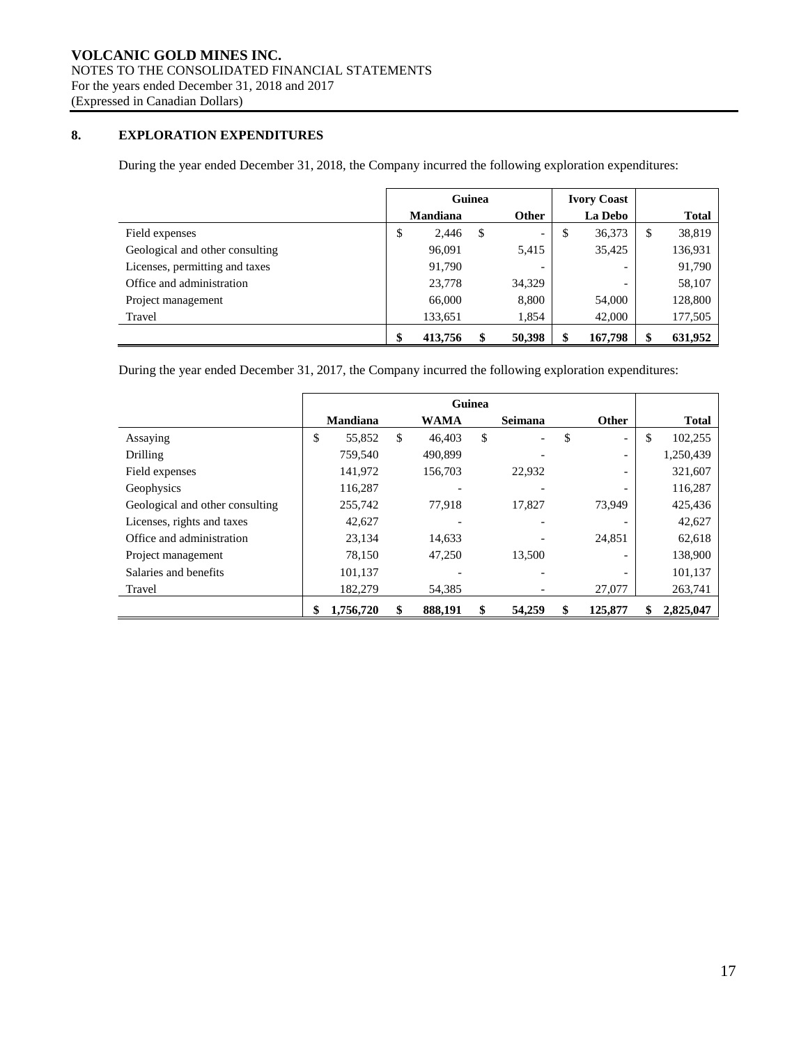## 8. EXPLORATION EXPENDITURES

During the year ended December 31, 2018, the Company incurred the following exploration expenditures:

| | Guinea | | Ivory Coast | |
|---|---|---|---|---|
| | Mandiana | Other | La Debo | Total |
| Field expenses | $ 2,446 | $ - | $ 36,373 | $ 38,819 |
| Geological and other consulting | 96,091 | 5,415 | 35,425 | 136,931 |
| Licenses, permitting and taxes | 91,790 | - | - | 91,790 |
| Office and administration | 23,778 | 34,329 | - | 58,107 |
| Project management | 66,000 | 8,800 | 54,000 | 128,800 |
| Travel | 133,651 | 1,854 | 42,000 | 177,505 |
| | **$ 413,756** | **$ 50,398** | **$ 167,798** | **$ 631,952** |

During the year ended December 31, 2017, the Company incurred the following exploration expenditures:

| | Guinea | | | | |
|---|---|---|---|---|---|
| | Mandiana | WAMA | Seimana | Other | Total |
| Assaying | $ 55,852 | $ 46,403 | $ - | $ - | $ 102,255 |
| Drilling | 759,540 | 490,899 | - | - | 1,250,439 |
| Field expenses | 141,972 | 156,703 | 22,932 | - | 321,607 |
| Geophysics | 116,287 | - | - | - | 116,287 |
| Geological and other consulting | 255,742 | 77,918 | 17,827 | 73,949 | 425,436 |
| Licenses, rights and taxes | 42,627 | - | - | - | 42,627 |
| Office and administration | 23,134 | 14,633 | - | 24,851 | 62,618 |
| Project management | 78,150 | 47,250 | 13,500 | - | 138,900 |
| Salaries and benefits | 101,137 | - | - | - | 101,137 |
| Travel | 182,279 | 54,385 | - | 27,077 | 263,741 |
| | **$ 1,756,720** | **$ 888,191** | **$ 54,259** | **$ 125,877** | **$ 2,825,047** |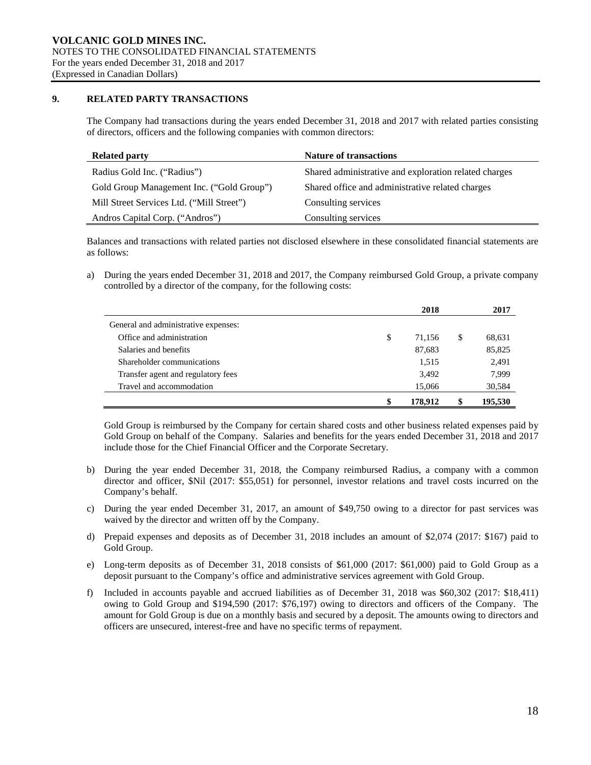## 9. RELATED PARTY TRANSACTIONS

The Company had transactions during the years ended December 31, 2018 and 2017 with related parties consisting of directors, officers and the following companies with common directors:

| Related party | Nature of transactions |
|---|---|
| Radius Gold Inc. ("Radius") | Shared administrative and exploration related charges |
| Gold Group Management Inc. ("Gold Group") | Shared office and administrative related charges |
| Mill Street Services Ltd. ("Mill Street") | Consulting services |
| Andros Capital Corp. ("Andros") | Consulting services |

Balances and transactions with related parties not disclosed elsewhere in these consolidated financial statements are as follows:

a) During the years ended December 31, 2018 and 2017, the Company reimbursed Gold Group, a private company controlled by a director of the company, for the following costs:

| | 2018 | 2017 |
|---|---|---|
| General and administrative expenses: | | |
| Office and administration | $ 71,156 | $ 68,631 |
| Salaries and benefits | 87,683 | 85,825 |
| Shareholder communications | 1,515 | 2,491 |
| Transfer agent and regulatory fees | 3,492 | 7,999 |
| Travel and accommodation | 15,066 | 30,584 |
| | $ 178,912 | $ 195,530 |

Gold Group is reimbursed by the Company for certain shared costs and other business related expenses paid by Gold Group on behalf of the Company. Salaries and benefits for the years ended December 31, 2018 and 2017 include those for the Chief Financial Officer and the Corporate Secretary.

b) During the year ended December 31, 2018, the Company reimbursed Radius, a company with a common director and officer, $Nil (2017: $55,051) for personnel, investor relations and travel costs incurred on the Company's behalf.

c) During the year ended December 31, 2017, an amount of $49,750 owing to a director for past services was waived by the director and written off by the Company.

d) Prepaid expenses and deposits as of December 31, 2018 includes an amount of $2,074 (2017: $167) paid to Gold Group.

e) Long-term deposits as of December 31, 2018 consists of $61,000 (2017: $61,000) paid to Gold Group as a deposit pursuant to the Company's office and administrative services agreement with Gold Group.

f) Included in accounts payable and accrued liabilities as of December 31, 2018 was $60,302 (2017: $18,411) owing to Gold Group and $194,590 (2017: $76,197) owing to directors and officers of the Company. The amount for Gold Group is due on a monthly basis and secured by a deposit. The amounts owing to directors and officers are unsecured, interest-free and have no specific terms of repayment.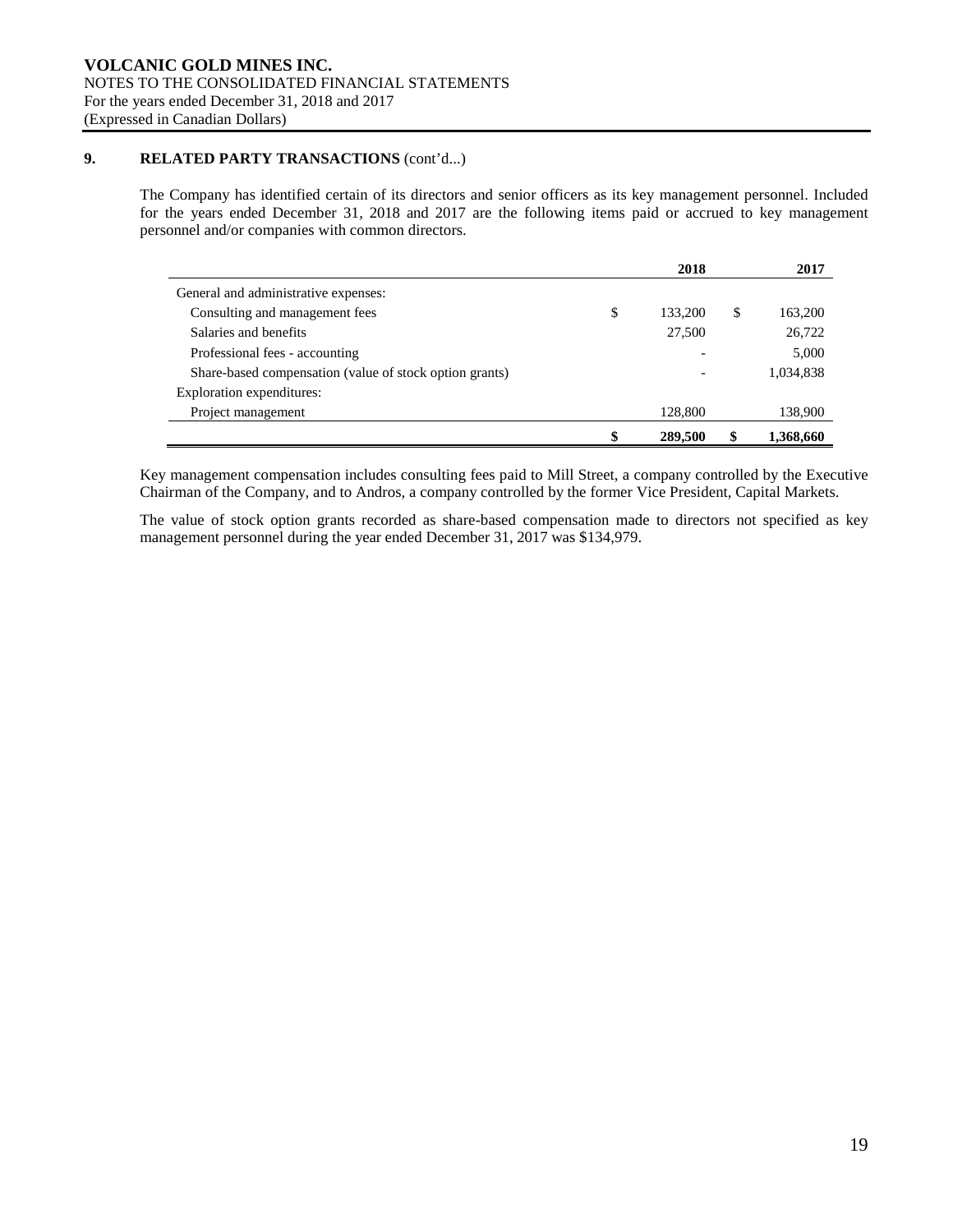## 9. RELATED PARTY TRANSACTIONS (cont'd...)

The Company has identified certain of its directors and senior officers as its key management personnel. Included for the years ended December 31, 2018 and 2017 are the following items paid or accrued to key management personnel and/or companies with common directors.

| | 2018 | 2017 |
|---|---|---|
| General and administrative expenses: | | |
| Consulting and management fees | $ 133,200 | $ 163,200 |
| Salaries and benefits | 27,500 | 26,722 |
| Professional fees - accounting | - | 5,000 |
| Share-based compensation (value of stock option grants) | - | 1,034,838 |
| Exploration expenditures: | | |
| Project management | 128,800 | 138,900 |
| | **$ 289,500** | **$ 1,368,660** |

Key management compensation includes consulting fees paid to Mill Street, a company controlled by the Executive Chairman of the Company, and to Andros, a company controlled by the former Vice President, Capital Markets.

The value of stock option grants recorded as share-based compensation made to directors not specified as key management personnel during the year ended December 31, 2017 was $134,979.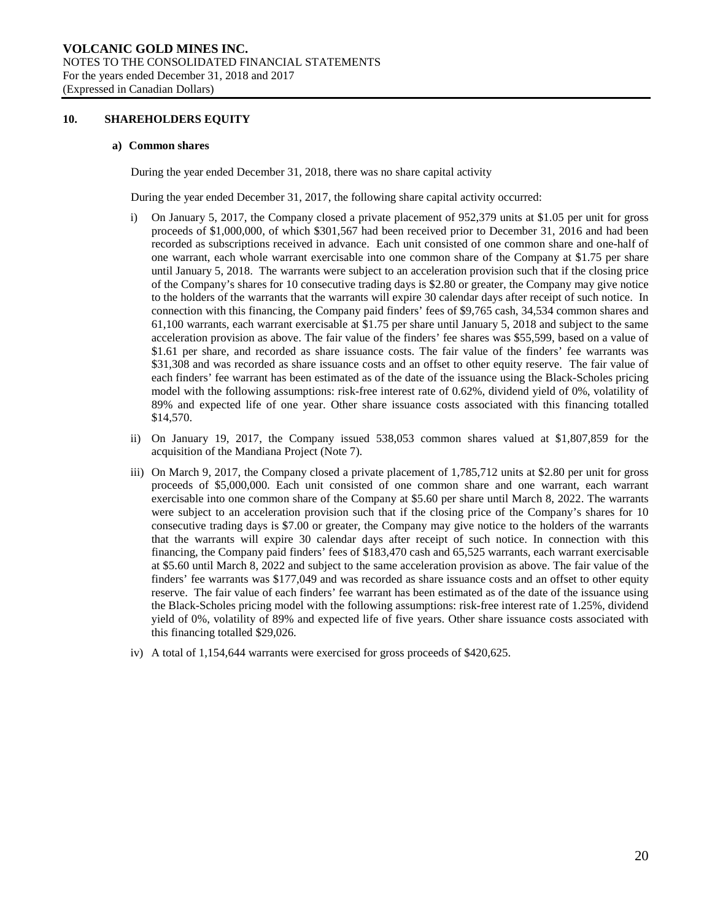## 10. SHAREHOLDERS EQUITY

### a) Common shares

During the year ended December 31, 2018, there was no share capital activity

During the year ended December 31, 2017, the following share capital activity occurred:

i) On January 5, 2017, the Company closed a private placement of 952,379 units at $1.05 per unit for gross proceeds of $1,000,000, of which $301,567 had been received prior to December 31, 2016 and had been recorded as subscriptions received in advance. Each unit consisted of one common share and one-half of one warrant, each whole warrant exercisable into one common share of the Company at $1.75 per share until January 5, 2018. The warrants were subject to an acceleration provision such that if the closing price of the Company's shares for 10 consecutive trading days is $2.80 or greater, the Company may give notice to the holders of the warrants that the warrants will expire 30 calendar days after receipt of such notice. In connection with this financing, the Company paid finders' fees of $9,765 cash, 34,534 common shares and 61,100 warrants, each warrant exercisable at $1.75 per share until January 5, 2018 and subject to the same acceleration provision as above. The fair value of the finders' fee shares was $55,599, based on a value of $1.61 per share, and recorded as share issuance costs. The fair value of the finders' fee warrants was $31,308 and was recorded as share issuance costs and an offset to other equity reserve. The fair value of each finders' fee warrant has been estimated as of the date of the issuance using the Black-Scholes pricing model with the following assumptions: risk-free interest rate of 0.62%, dividend yield of 0%, volatility of 89% and expected life of one year. Other share issuance costs associated with this financing totalled $14,570.

ii) On January 19, 2017, the Company issued 538,053 common shares valued at $1,807,859 for the acquisition of the Mandiana Project (Note 7).

iii) On March 9, 2017, the Company closed a private placement of 1,785,712 units at $2.80 per unit for gross proceeds of $5,000,000. Each unit consisted of one common share and one warrant, each warrant exercisable into one common share of the Company at $5.60 per share until March 8, 2022. The warrants were subject to an acceleration provision such that if the closing price of the Company's shares for 10 consecutive trading days is $7.00 or greater, the Company may give notice to the holders of the warrants that the warrants will expire 30 calendar days after receipt of such notice. In connection with this financing, the Company paid finders' fees of $183,470 cash and 65,525 warrants, each warrant exercisable at $5.60 until March 8, 2022 and subject to the same acceleration provision as above. The fair value of the finders' fee warrants was $177,049 and was recorded as share issuance costs and an offset to other equity reserve. The fair value of each finders' fee warrant has been estimated as of the date of the issuance using the Black-Scholes pricing model with the following assumptions: risk-free interest rate of 1.25%, dividend yield of 0%, volatility of 89% and expected life of five years. Other share issuance costs associated with this financing totalled $29,026.

iv) A total of 1,154,644 warrants were exercised for gross proceeds of $420,625.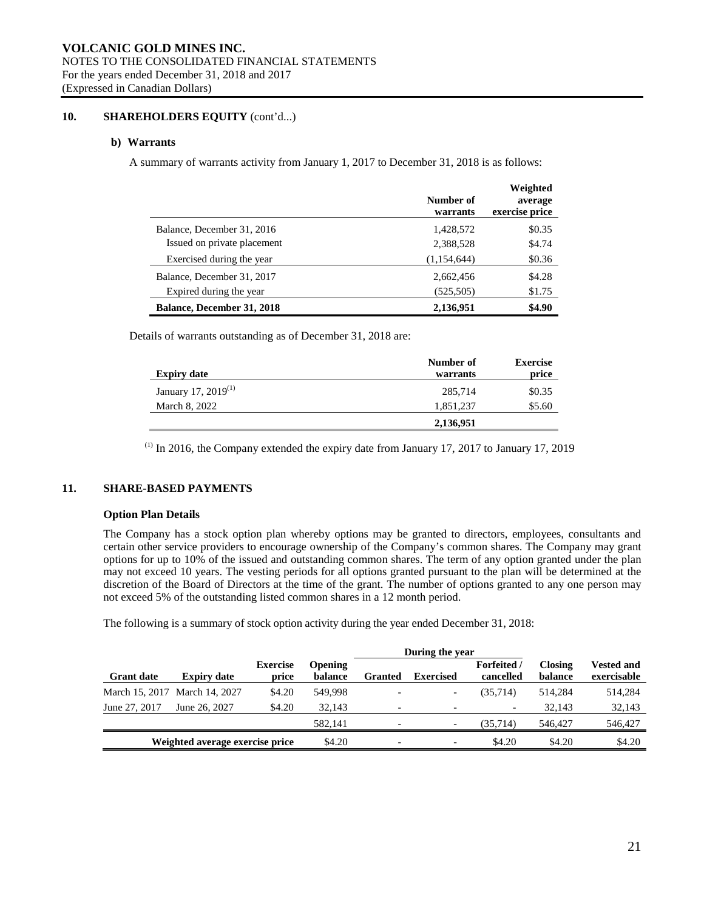## 10. SHAREHOLDERS EQUITY (cont'd...)

### b) Warrants

A summary of warrants activity from January 1, 2017 to December 31, 2018 is as follows:

| | Number of warrants | Weighted average exercise price |
|---|---|---|
| Balance, December 31, 2016 | 1,428,572 | $0.35 |
| Issued on private placement | 2,388,528 | $4.74 |
| Exercised during the year | (1,154,644) | $0.36 |
| Balance, December 31, 2017 | 2,662,456 | $4.28 |
| Expired during the year | (525,505) | $1.75 |
| **Balance, December 31, 2018** | **2,136,951** | **$4.90** |

Details of warrants outstanding as of December 31, 2018 are:

| Expiry date | Number of warrants | Exercise price |
|---|---|---|
| January 17, 2019[(1)] | 285,714 | $0.35 |
| March 8, 2022 | 1,851,237 | $5.60 |
| | **2,136,951** | |

[(1)] In 2016, the Company extended the expiry date from January 17, 2017 to January 17, 2019

## 11. SHARE-BASED PAYMENTS

### Option Plan Details

The Company has a stock option plan whereby options may be granted to directors, employees, consultants and certain other service providers to encourage ownership of the Company's common shares. The Company may grant options for up to 10% of the issued and outstanding common shares. The term of any option granted under the plan may not exceed 10 years. The vesting periods for all options granted pursuant to the plan will be determined at the discretion of the Board of Directors at the time of the grant. The number of options granted to any one person may not exceed 5% of the outstanding listed common shares in a 12 month period.

The following is a summary of stock option activity during the year ended December 31, 2018:

| | | | | During the year | | | | |
|---|---|---|---|---|---|---|---|---|
| **Grant date** | **Expiry date** | **Exercise price** | **Opening balance** | **Granted** | **Exercised** | **Forfeited / cancelled** | **Closing balance** | **Vested and exercisable** |
| March 15, 2017 | March 14, 2027 | $4.20 | 549,998 | - | - | (35,714) | 514,284 | 514,284 |
| June 27, 2017 | June 26, 2027 | $4.20 | 32,143 | - | - | - | 32,143 | 32,143 |
| | | | 582,141 | - | - | (35,714) | 546,427 | 546,427 |
| **Weighted average exercise price** | | | $4.20 | - | - | $4.20 | $4.20 | $4.20 |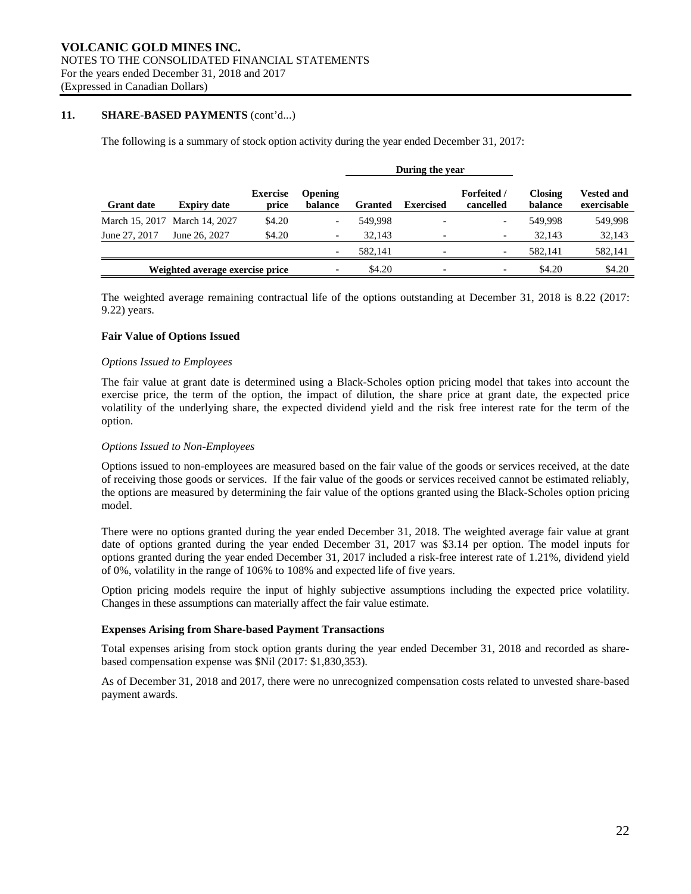## 11. SHARE-BASED PAYMENTS (cont'd...)

The following is a summary of stock option activity during the year ended December 31, 2017:

| | | | | During the year | | | | |
|---|---|---|---|---|---|---|---|---|
| **Grant date** | **Expiry date** | **Exercise price** | **Opening balance** | **Granted** | **Exercised** | **Forfeited / cancelled** | **Closing balance** | **Vested and exercisable** |
| March 15, 2017 | March 14, 2027 | $4.20 | - | 549,998 | - | - | 549,998 | 549,998 |
| June 27, 2017 | June 26, 2027 | $4.20 | - | 32,143 | - | - | 32,143 | 32,143 |
| | | | - | 582,141 | - | - | 582,141 | 582,141 |
| **Weighted average exercise price** | | | - | $4.20 | - | - | $4.20 | $4.20 |

The weighted average remaining contractual life of the options outstanding at December 31, 2018 is 8.22 (2017: 9.22) years.

### Fair Value of Options Issued

*Options Issued to Employees*

The fair value at grant date is determined using a Black-Scholes option pricing model that takes into account the exercise price, the term of the option, the impact of dilution, the share price at grant date, the expected price volatility of the underlying share, the expected dividend yield and the risk free interest rate for the term of the option.

*Options Issued to Non-Employees*

Options issued to non-employees are measured based on the fair value of the goods or services received, at the date of receiving those goods or services. If the fair value of the goods or services received cannot be estimated reliably, the options are measured by determining the fair value of the options granted using the Black-Scholes option pricing model.

There were no options granted during the year ended December 31, 2018. The weighted average fair value at grant date of options granted during the year ended December 31, 2017 was $3.14 per option. The model inputs for options granted during the year ended December 31, 2017 included a risk-free interest rate of 1.21%, dividend yield of 0%, volatility in the range of 106% to 108% and expected life of five years.

Option pricing models require the input of highly subjective assumptions including the expected price volatility. Changes in these assumptions can materially affect the fair value estimate.

### Expenses Arising from Share-based Payment Transactions

Total expenses arising from stock option grants during the year ended December 31, 2018 and recorded as share-based compensation expense was $Nil (2017: $1,830,353).

As of December 31, 2018 and 2017, there were no unrecognized compensation costs related to unvested share-based payment awards.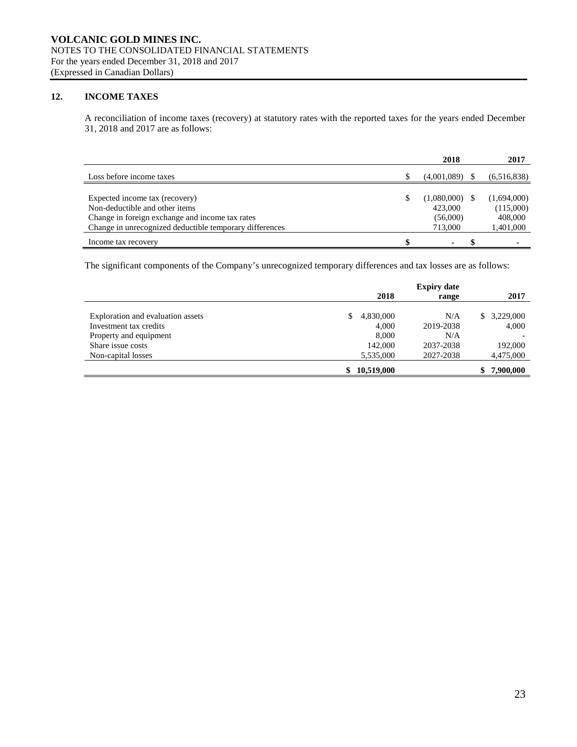## 12. INCOME TAXES

A reconciliation of income taxes (recovery) at statutory rates with the reported taxes for the years ended December 31, 2018 and 2017 are as follows:

| | 2018 | 2017 |
|---|---|---|
| Loss before income taxes | $ (4,001,089) | $ (6,516,838) |
| | | |
| Expected income tax (recovery) | $ (1,080,000) | $ (1,694,000) |
| Non-deductible and other items | 423,000 | (115,000) |
| Change in foreign exchange and income tax rates | (56,000) | 408,000 |
| Change in unrecognized deductible temporary differences | 713,000 | 1,401,000 |
| Income tax recovery | **$ -** | **$ -** |

The significant components of the Company's unrecognized temporary differences and tax losses are as follows:

| | 2018 | Expiry date range | 2017 |
|---|---|---|---|
| Exploration and evaluation assets | $ 4,830,000 | N/A | $ 3,229,000 |
| Investment tax credits | 4,000 | 2019-2038 | 4,000 |
| Property and equipment | 8,000 | N/A | - |
| Share issue costs | 142,000 | 2037-2038 | 192,000 |
| Non-capital losses | 5,535,000 | 2027-2038 | 4,475,000 |
| | **$ 10,519,000** | | **$ 7,900,000** |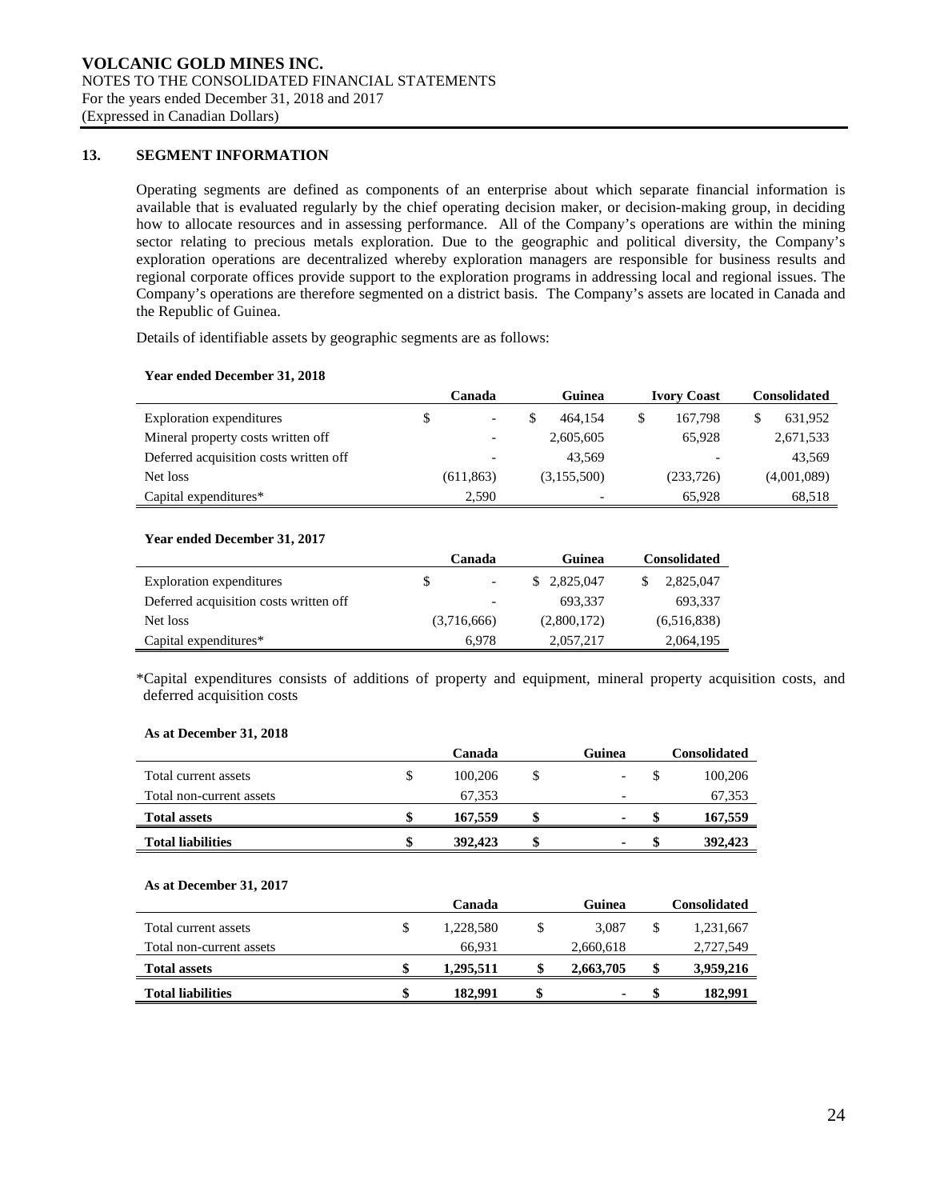## 13. SEGMENT INFORMATION

Operating segments are defined as components of an enterprise about which separate financial information is available that is evaluated regularly by the chief operating decision maker, or decision-making group, in deciding how to allocate resources and in assessing performance. All of the Company's operations are within the mining sector relating to precious metals exploration. Due to the geographic and political diversity, the Company's exploration operations are decentralized whereby exploration managers are responsible for business results and regional corporate offices provide support to the exploration programs in addressing local and regional issues. The Company's operations are therefore segmented on a district basis. The Company's assets are located in Canada and the Republic of Guinea.

Details of identifiable assets by geographic segments are as follows:

**Year ended December 31, 2018**

| | Canada | Guinea | Ivory Coast | Consolidated |
|---|---|---|---|---|
| Exploration expenditures | $ - | $ 464,154 | $ 167,798 | $ 631,952 |
| Mineral property costs written off | - | 2,605,605 | 65,928 | 2,671,533 |
| Deferred acquisition costs written off | - | 43,569 | - | 43,569 |
| Net loss | (611,863) | (3,155,500) | (233,726) | (4,001,089) |
| Capital expenditures* | 2,590 | - | 65,928 | 68,518 |

**Year ended December 31, 2017**

| | Canada | Guinea | Consolidated |
|---|---|---|---|
| Exploration expenditures | $ - | $ 2,825,047 | $ 2,825,047 |
| Deferred acquisition costs written off | - | 693,337 | 693,337 |
| Net loss | (3,716,666) | (2,800,172) | (6,516,838) |
| Capital expenditures* | 6,978 | 2,057,217 | 2,064,195 |

*Capital expenditures consists of additions of property and equipment, mineral property acquisition costs, and deferred acquisition costs

**As at December 31, 2018**

| | Canada | Guinea | Consolidated |
|---|---|---|---|
| Total current assets | $ 100,206 | $ - | $ 100,206 |
| Total non-current assets | 67,353 | - | 67,353 |
| **Total assets** | **$ 167,559** | **$ -** | **$ 167,559** |
| **Total liabilities** | **$ 392,423** | **$ -** | **$ 392,423** |

**As at December 31, 2017**

| | Canada | Guinea | Consolidated |
|---|---|---|---|
| Total current assets | $ 1,228,580 | $ 3,087 | $ 1,231,667 |
| Total non-current assets | 66,931 | 2,660,618 | 2,727,549 |
| **Total assets** | **$ 1,295,511** | **$ 2,663,705** | **$ 3,959,216** |
| **Total liabilities** | **$ 182,991** | **$ -** | **$ 182,991** |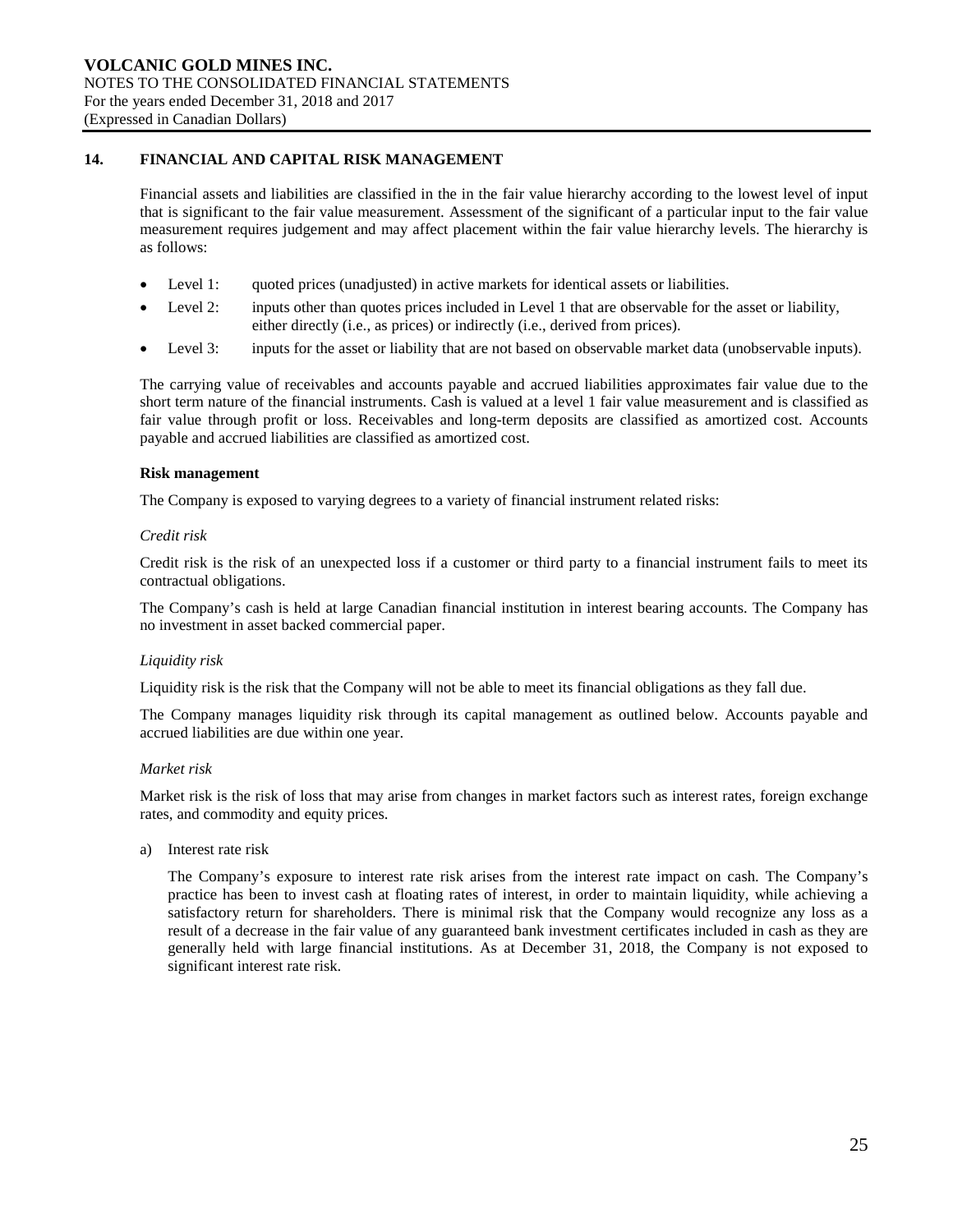## 14. FINANCIAL AND CAPITAL RISK MANAGEMENT

Financial assets and liabilities are classified in the in the fair value hierarchy according to the lowest level of input that is significant to the fair value measurement. Assessment of the significant of a particular input to the fair value measurement requires judgement and may affect placement within the fair value hierarchy levels. The hierarchy is as follows:

- Level 1: quoted prices (unadjusted) in active markets for identical assets or liabilities.
- Level 2: inputs other than quotes prices included in Level 1 that are observable for the asset or liability, either directly (i.e., as prices) or indirectly (i.e., derived from prices).
- Level 3: inputs for the asset or liability that are not based on observable market data (unobservable inputs).

The carrying value of receivables and accounts payable and accrued liabilities approximates fair value due to the short term nature of the financial instruments. Cash is valued at a level 1 fair value measurement and is classified as fair value through profit or loss. Receivables and long-term deposits are classified as amortized cost. Accounts payable and accrued liabilities are classified as amortized cost.

**Risk management**

The Company is exposed to varying degrees to a variety of financial instrument related risks:

*Credit risk*

Credit risk is the risk of an unexpected loss if a customer or third party to a financial instrument fails to meet its contractual obligations.

The Company's cash is held at large Canadian financial institution in interest bearing accounts. The Company has no investment in asset backed commercial paper.

*Liquidity risk*

Liquidity risk is the risk that the Company will not be able to meet its financial obligations as they fall due.

The Company manages liquidity risk through its capital management as outlined below. Accounts payable and accrued liabilities are due within one year.

*Market risk*

Market risk is the risk of loss that may arise from changes in market factors such as interest rates, foreign exchange rates, and commodity and equity prices.

a) Interest rate risk

The Company's exposure to interest rate risk arises from the interest rate impact on cash. The Company's practice has been to invest cash at floating rates of interest, in order to maintain liquidity, while achieving a satisfactory return for shareholders. There is minimal risk that the Company would recognize any loss as a result of a decrease in the fair value of any guaranteed bank investment certificates included in cash as they are generally held with large financial institutions. As at December 31, 2018, the Company is not exposed to significant interest rate risk.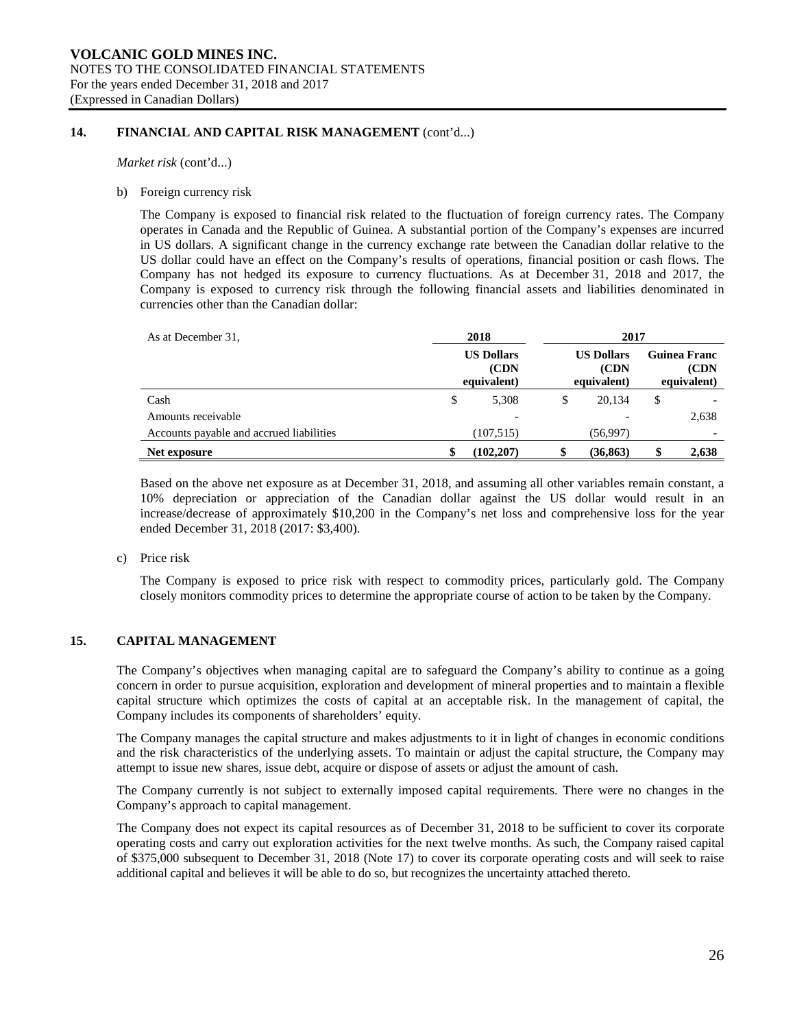### 14. FINANCIAL AND CAPITAL RISK MANAGEMENT (cont'd...)

*Market risk* (cont'd...)

b) Foreign currency risk

The Company is exposed to financial risk related to the fluctuation of foreign currency rates. The Company operates in Canada and the Republic of Guinea. A substantial portion of the Company's expenses are incurred in US dollars. A significant change in the currency exchange rate between the Canadian dollar relative to the US dollar could have an effect on the Company's results of operations, financial position or cash flows. The Company has not hedged its exposure to currency fluctuations. As at December 31, 2018 and 2017, the Company is exposed to currency risk through the following financial assets and liabilities denominated in currencies other than the Canadian dollar:

| As at December 31, | 2018 | 2017 | |
|---|---|---|---|
| | US Dollars (CDN equivalent) | US Dollars (CDN equivalent) | Guinea Franc (CDN equivalent) |
| Cash | $ 5,308 | $ 20,134 | $ - |
| Amounts receivable | - | - | 2,638 |
| Accounts payable and accrued liabilities | (107,515) | (56,997) | - |
| **Net exposure** | **$ (102,207)** | **$ (36,863)** | **$ 2,638** |

Based on the above net exposure as at December 31, 2018, and assuming all other variables remain constant, a 10% depreciation or appreciation of the Canadian dollar against the US dollar would result in an increase/decrease of approximately $10,200 in the Company's net loss and comprehensive loss for the year ended December 31, 2018 (2017: $3,400).

c) Price risk

The Company is exposed to price risk with respect to commodity prices, particularly gold. The Company closely monitors commodity prices to determine the appropriate course of action to be taken by the Company.

### 15. CAPITAL MANAGEMENT

The Company's objectives when managing capital are to safeguard the Company's ability to continue as a going concern in order to pursue acquisition, exploration and development of mineral properties and to maintain a flexible capital structure which optimizes the costs of capital at an acceptable risk. In the management of capital, the Company includes its components of shareholders' equity.

The Company manages the capital structure and makes adjustments to it in light of changes in economic conditions and the risk characteristics of the underlying assets. To maintain or adjust the capital structure, the Company may attempt to issue new shares, issue debt, acquire or dispose of assets or adjust the amount of cash.

The Company currently is not subject to externally imposed capital requirements. There were no changes in the Company's approach to capital management.

The Company does not expect its capital resources as of December 31, 2018 to be sufficient to cover its corporate operating costs and carry out exploration activities for the next twelve months. As such, the Company raised capital of $375,000 subsequent to December 31, 2018 (Note 17) to cover its corporate operating costs and will seek to raise additional capital and believes it will be able to do so, but recognizes the uncertainty attached thereto.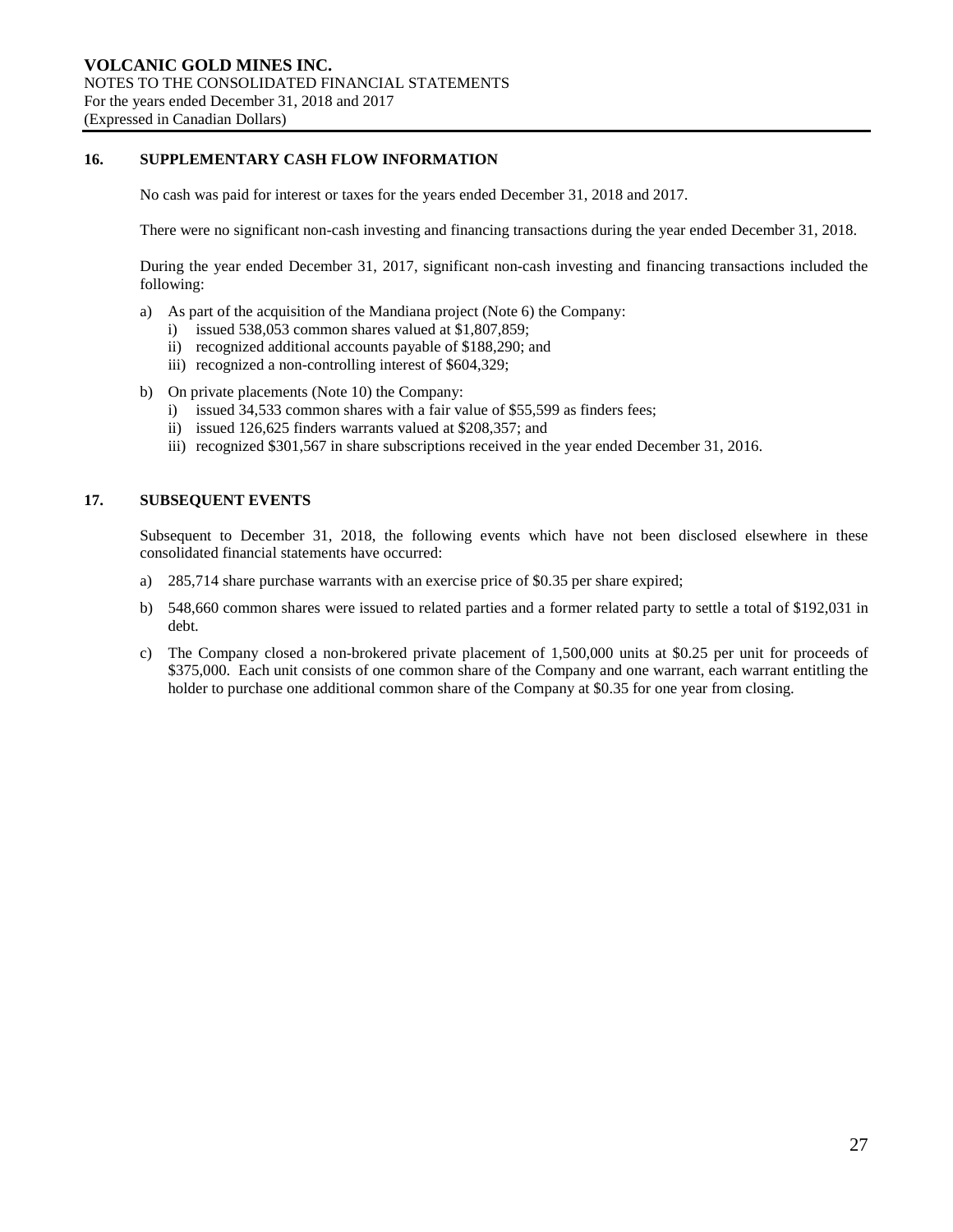## 16. SUPPLEMENTARY CASH FLOW INFORMATION

No cash was paid for interest or taxes for the years ended December 31, 2018 and 2017.

There were no significant non-cash investing and financing transactions during the year ended December 31, 2018.

During the year ended December 31, 2017, significant non-cash investing and financing transactions included the following:

a) As part of the acquisition of the Mandiana project (Note 6) the Company:
   i) issued 538,053 common shares valued at $1,807,859;
   ii) recognized additional accounts payable of $188,290; and
   iii) recognized a non-controlling interest of $604,329;

b) On private placements (Note 10) the Company:
   i) issued 34,533 common shares with a fair value of $55,599 as finders fees;
   ii) issued 126,625 finders warrants valued at $208,357; and
   iii) recognized $301,567 in share subscriptions received in the year ended December 31, 2016.

## 17. SUBSEQUENT EVENTS

Subsequent to December 31, 2018, the following events which have not been disclosed elsewhere in these consolidated financial statements have occurred:

a) 285,714 share purchase warrants with an exercise price of $0.35 per share expired;

b) 548,660 common shares were issued to related parties and a former related party to settle a total of $192,031 in debt.

c) The Company closed a non-brokered private placement of 1,500,000 units at $0.25 per unit for proceeds of $375,000. Each unit consists of one common share of the Company and one warrant, each warrant entitling the holder to purchase one additional common share of the Company at $0.35 for one year from closing.